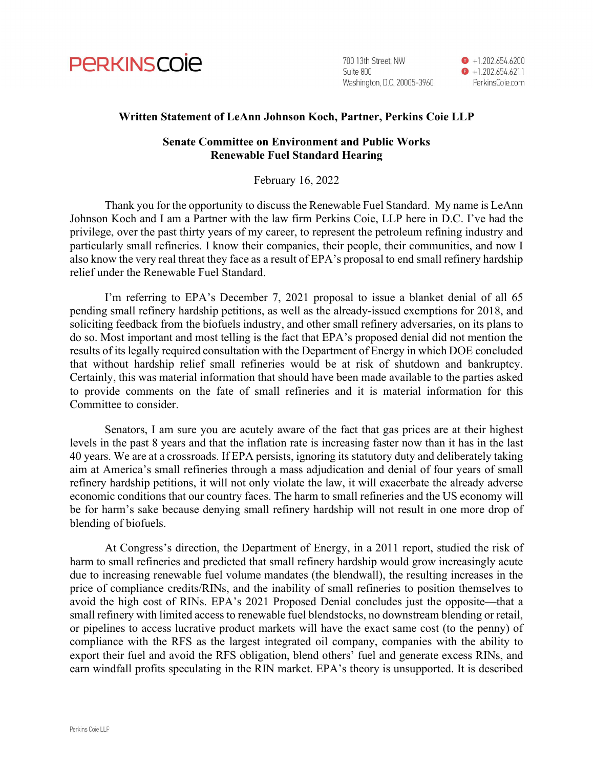**PERKINS COIE**

700 13th Street, NW
Suite 800
Washington, D.C. 20005-3960

T +1.202.654.6200
F +1.202.654.6211
PerkinsCoie.com

**Written Statement of LeAnn Johnson Koch, Partner, Perkins Coie LLP**

**Senate Committee on Environment and Public Works**
**Renewable Fuel Standard Hearing**

February 16, 2022

Thank you for the opportunity to discuss the Renewable Fuel Standard. My name is LeAnn Johnson Koch and I am a Partner with the law firm Perkins Coie, LLP here in D.C. I've had the privilege, over the past thirty years of my career, to represent the petroleum refining industry and particularly small refineries. I know their companies, their people, their communities, and now I also know the very real threat they face as a result of EPA's proposal to end small refinery hardship relief under the Renewable Fuel Standard.

I'm referring to EPA's December 7, 2021 proposal to issue a blanket denial of all 65 pending small refinery hardship petitions, as well as the already-issued exemptions for 2018, and soliciting feedback from the biofuels industry, and other small refinery adversaries, on its plans to do so. Most important and most telling is the fact that EPA's proposed denial did not mention the results of its legally required consultation with the Department of Energy in which DOE concluded that without hardship relief small refineries would be at risk of shutdown and bankruptcy. Certainly, this was material information that should have been made available to the parties asked to provide comments on the fate of small refineries and it is material information for this Committee to consider.

Senators, I am sure you are acutely aware of the fact that gas prices are at their highest levels in the past 8 years and that the inflation rate is increasing faster now than it has in the last 40 years. We are at a crossroads. If EPA persists, ignoring its statutory duty and deliberately taking aim at America's small refineries through a mass adjudication and denial of four years of small refinery hardship petitions, it will not only violate the law, it will exacerbate the already adverse economic conditions that our country faces. The harm to small refineries and the US economy will be for harm's sake because denying small refinery hardship will not result in one more drop of blending of biofuels.

At Congress's direction, the Department of Energy, in a 2011 report, studied the risk of harm to small refineries and predicted that small refinery hardship would grow increasingly acute due to increasing renewable fuel volume mandates (the blendwall), the resulting increases in the price of compliance credits/RINs, and the inability of small refineries to position themselves to avoid the high cost of RINs. EPA's 2021 Proposed Denial concludes just the opposite—that a small refinery with limited access to renewable fuel blendstocks, no downstream blending or retail, or pipelines to access lucrative product markets will have the exact same cost (to the penny) of compliance with the RFS as the largest integrated oil company, companies with the ability to export their fuel and avoid the RFS obligation, blend others' fuel and generate excess RINs, and earn windfall profits speculating in the RIN market. EPA's theory is unsupported. It is described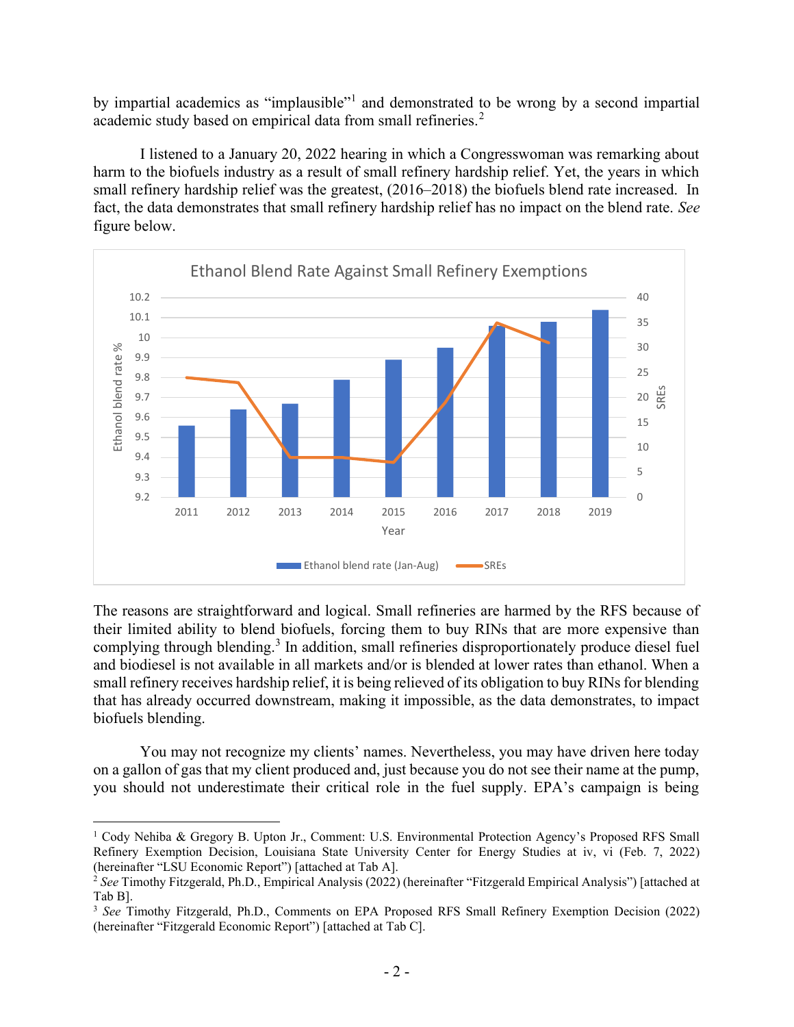by impartial academics as "implausible"[1] and demonstrated to be wrong by a second impartial academic study based on empirical data from small refineries.[2]

I listened to a January 20, 2022 hearing in which a Congresswoman was remarking about harm to the biofuels industry as a result of small refinery hardship relief. Yet, the years in which small refinery hardship relief was the greatest, (2016–2018) the biofuels blend rate increased. In fact, the data demonstrates that small refinery hardship relief has no impact on the blend rate. *See* figure below.

Ethanol Blend Rate Against Small Refinery Exemptions

The reasons are straightforward and logical. Small refineries are harmed by the RFS because of their limited ability to blend biofuels, forcing them to buy RINs that are more expensive than complying through blending.[3] In addition, small refineries disproportionately produce diesel fuel and biodiesel is not available in all markets and/or is blended at lower rates than ethanol. When a small refinery receives hardship relief, it is being relieved of its obligation to buy RINs for blending that has already occurred downstream, making it impossible, as the data demonstrates, to impact biofuels blending.

You may not recognize my clients' names. Nevertheless, you may have driven here today on a gallon of gas that my client produced and, just because you do not see their name at the pump, you should not underestimate their critical role in the fuel supply. EPA's campaign is being

---

[1] Cody Nehiba & Gregory B. Upton Jr., Comment: U.S. Environmental Protection Agency's Proposed RFS Small Refinery Exemption Decision, Louisiana State University Center for Energy Studies at iv, vi (Feb. 7, 2022) (hereinafter "LSU Economic Report") [attached at Tab A].

[2] *See* Timothy Fitzgerald, Ph.D., Empirical Analysis (2022) (hereinafter "Fitzgerald Empirical Analysis") [attached at Tab B].

[3] *See* Timothy Fitzgerald, Ph.D., Comments on EPA Proposed RFS Small Refinery Exemption Decision (2022) (hereinafter "Fitzgerald Economic Report") [attached at Tab C].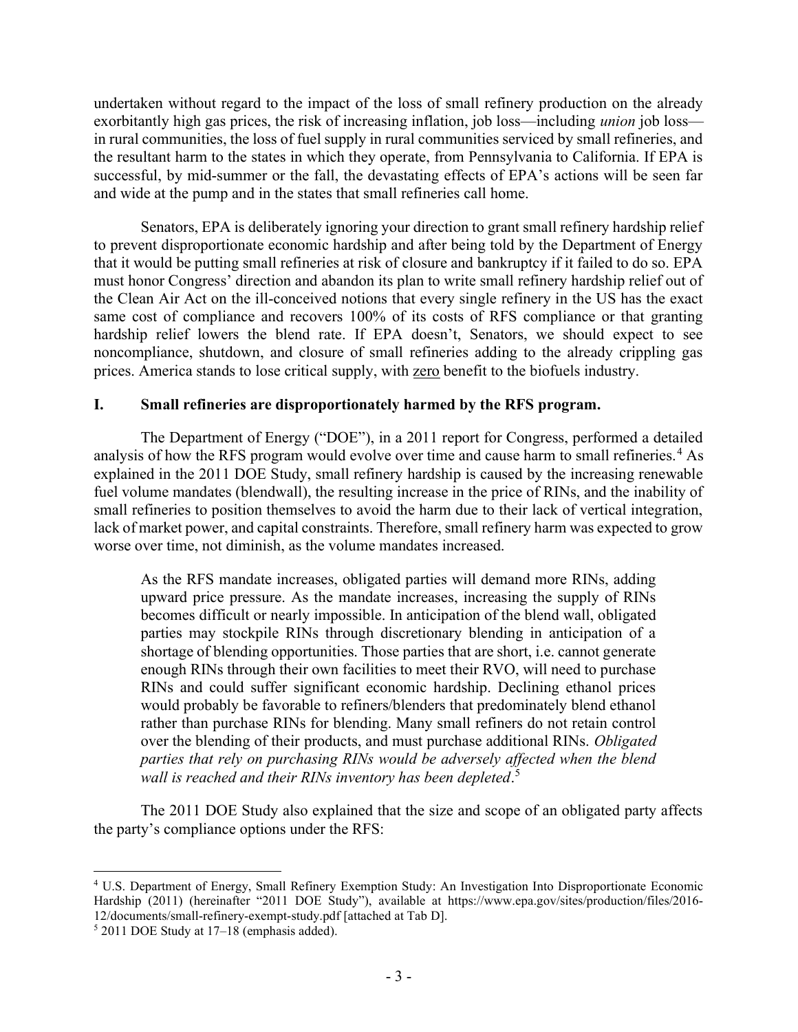undertaken without regard to the impact of the loss of small refinery production on the already exorbitantly high gas prices, the risk of increasing inflation, job loss—including *union* job loss—in rural communities, the loss of fuel supply in rural communities serviced by small refineries, and the resultant harm to the states in which they operate, from Pennsylvania to California. If EPA is successful, by mid-summer or the fall, the devastating effects of EPA's actions will be seen far and wide at the pump and in the states that small refineries call home.

Senators, EPA is deliberately ignoring your direction to grant small refinery hardship relief to prevent disproportionate economic hardship and after being told by the Department of Energy that it would be putting small refineries at risk of closure and bankruptcy if it failed to do so. EPA must honor Congress' direction and abandon its plan to write small refinery hardship relief out of the Clean Air Act on the ill-conceived notions that every single refinery in the US has the exact same cost of compliance and recovers 100% of its costs of RFS compliance or that granting hardship relief lowers the blend rate. If EPA doesn't, Senators, we should expect to see noncompliance, shutdown, and closure of small refineries adding to the already crippling gas prices. America stands to lose critical supply, with <u>zero</u> benefit to the biofuels industry.

## I. Small refineries are disproportionately harmed by the RFS program.

The Department of Energy ("DOE"), in a 2011 report for Congress, performed a detailed analysis of how the RFS program would evolve over time and cause harm to small refineries.[4] As explained in the 2011 DOE Study, small refinery hardship is caused by the increasing renewable fuel volume mandates (blendwall), the resulting increase in the price of RINs, and the inability of small refineries to position themselves to avoid the harm due to their lack of vertical integration, lack of market power, and capital constraints. Therefore, small refinery harm was expected to grow worse over time, not diminish, as the volume mandates increased.

> As the RFS mandate increases, obligated parties will demand more RINs, adding upward price pressure. As the mandate increases, increasing the supply of RINs becomes difficult or nearly impossible. In anticipation of the blend wall, obligated parties may stockpile RINs through discretionary blending in anticipation of a shortage of blending opportunities. Those parties that are short, i.e. cannot generate enough RINs through their own facilities to meet their RVO, will need to purchase RINs and could suffer significant economic hardship. Declining ethanol prices would probably be favorable to refiners/blenders that predominately blend ethanol rather than purchase RINs for blending. Many small refiners do not retain control over the blending of their products, and must purchase additional RINs. *Obligated parties that rely on purchasing RINs would be adversely affected when the blend wall is reached and their RINs inventory has been depleted*.[5]

The 2011 DOE Study also explained that the size and scope of an obligated party affects the party's compliance options under the RFS:

---

[4] U.S. Department of Energy, Small Refinery Exemption Study: An Investigation Into Disproportionate Economic Hardship (2011) (hereinafter "2011 DOE Study"), available at https://www.epa.gov/sites/production/files/2016-12/documents/small-refinery-exempt-study.pdf [attached at Tab D].

[5] 2011 DOE Study at 17–18 (emphasis added).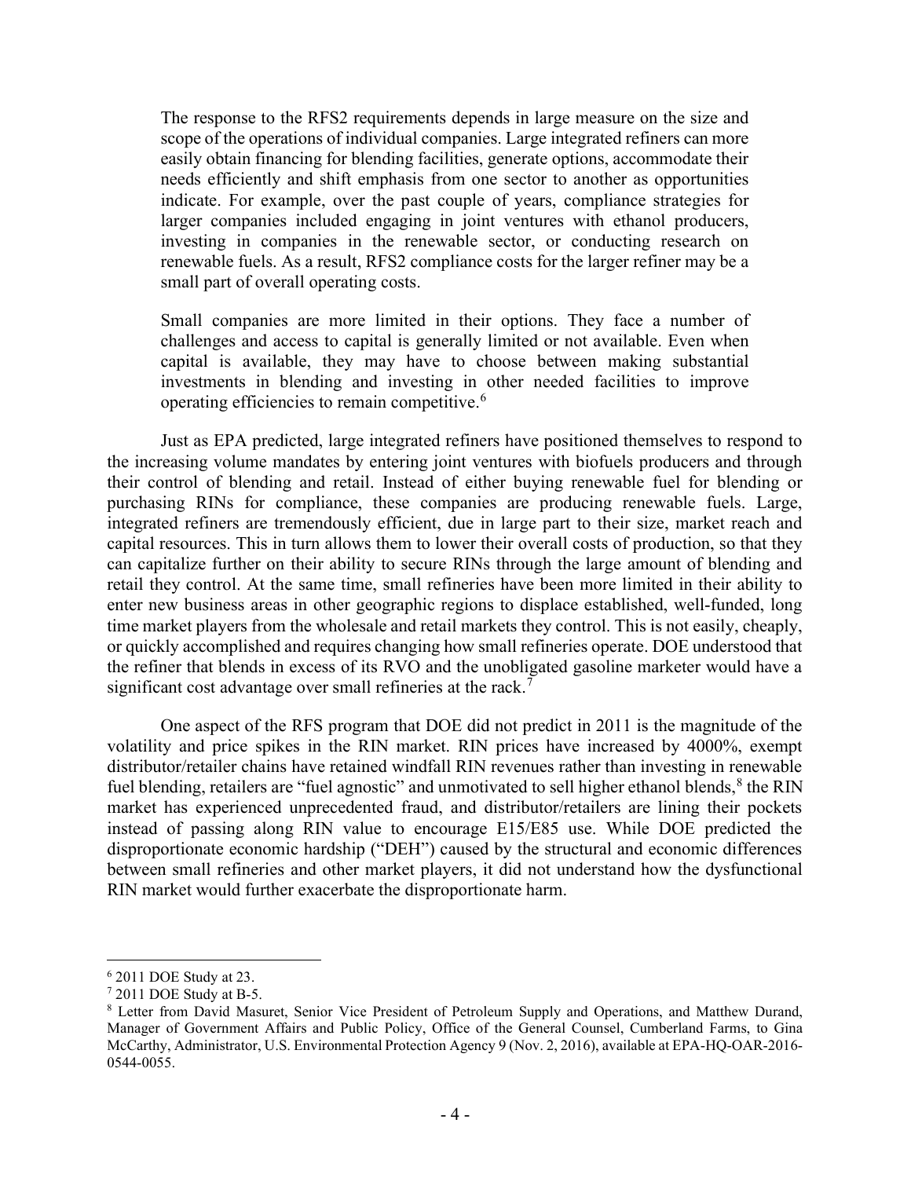> The response to the RFS2 requirements depends in large measure on the size and scope of the operations of individual companies. Large integrated refiners can more easily obtain financing for blending facilities, generate options, accommodate their needs efficiently and shift emphasis from one sector to another as opportunities indicate. For example, over the past couple of years, compliance strategies for larger companies included engaging in joint ventures with ethanol producers, investing in companies in the renewable sector, or conducting research on renewable fuels. As a result, RFS2 compliance costs for the larger refiner may be a small part of overall operating costs.
>
> Small companies are more limited in their options. They face a number of challenges and access to capital is generally limited or not available. Even when capital is available, they may have to choose between making substantial investments in blending and investing in other needed facilities to improve operating efficiencies to remain competitive.[6]

Just as EPA predicted, large integrated refiners have positioned themselves to respond to the increasing volume mandates by entering joint ventures with biofuels producers and through their control of blending and retail. Instead of either buying renewable fuel for blending or purchasing RINs for compliance, these companies are producing renewable fuels. Large, integrated refiners are tremendously efficient, due in large part to their size, market reach and capital resources. This in turn allows them to lower their overall costs of production, so that they can capitalize further on their ability to secure RINs through the large amount of blending and retail they control. At the same time, small refineries have been more limited in their ability to enter new business areas in other geographic regions to displace established, well-funded, long time market players from the wholesale and retail markets they control. This is not easily, cheaply, or quickly accomplished and requires changing how small refineries operate. DOE understood that the refiner that blends in excess of its RVO and the unobligated gasoline marketer would have a significant cost advantage over small refineries at the rack.[7]

One aspect of the RFS program that DOE did not predict in 2011 is the magnitude of the volatility and price spikes in the RIN market. RIN prices have increased by 4000%, exempt distributor/retailer chains have retained windfall RIN revenues rather than investing in renewable fuel blending, retailers are "fuel agnostic" and unmotivated to sell higher ethanol blends,[8] the RIN market has experienced unprecedented fraud, and distributor/retailers are lining their pockets instead of passing along RIN value to encourage E15/E85 use. While DOE predicted the disproportionate economic hardship ("DEH") caused by the structural and economic differences between small refineries and other market players, it did not understand how the dysfunctional RIN market would further exacerbate the disproportionate harm.

---

[6] 2011 DOE Study at 23.

[7] 2011 DOE Study at B-5.

[8] Letter from David Masuret, Senior Vice President of Petroleum Supply and Operations, and Matthew Durand, Manager of Government Affairs and Public Policy, Office of the General Counsel, Cumberland Farms, to Gina McCarthy, Administrator, U.S. Environmental Protection Agency 9 (Nov. 2, 2016), available at EPA-HQ-OAR-2016-0544-0055.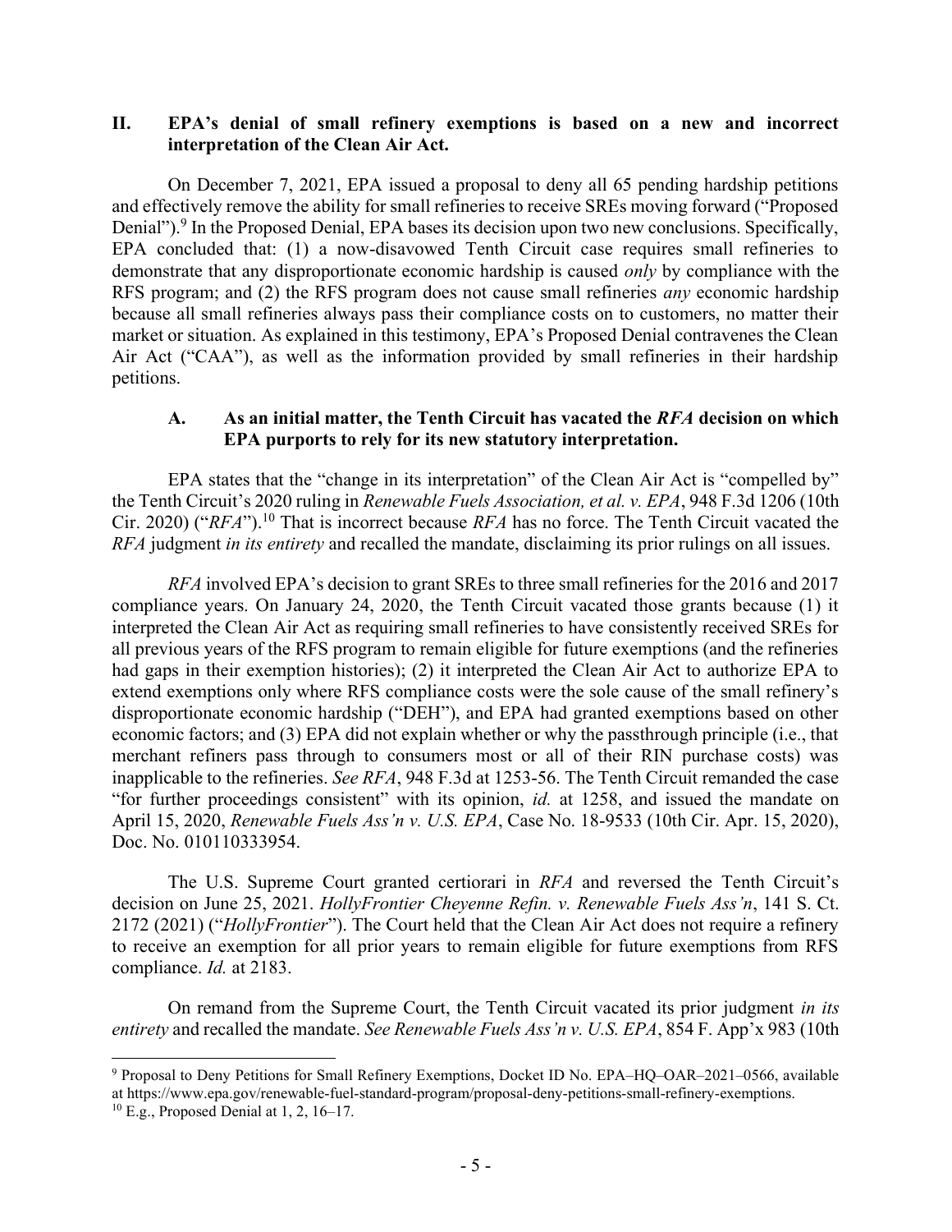## II. EPA's denial of small refinery exemptions is based on a new and incorrect interpretation of the Clean Air Act.

On December 7, 2021, EPA issued a proposal to deny all 65 pending hardship petitions and effectively remove the ability for small refineries to receive SREs moving forward ("Proposed Denial").[9] In the Proposed Denial, EPA bases its decision upon two new conclusions. Specifically, EPA concluded that: (1) a now-disavowed Tenth Circuit case requires small refineries to demonstrate that any disproportionate economic hardship is caused *only* by compliance with the RFS program; and (2) the RFS program does not cause small refineries *any* economic hardship because all small refineries always pass their compliance costs on to customers, no matter their market or situation. As explained in this testimony, EPA's Proposed Denial contravenes the Clean Air Act ("CAA"), as well as the information provided by small refineries in their hardship petitions.

### A. As an initial matter, the Tenth Circuit has vacated the *RFA* decision on which EPA purports to rely for its new statutory interpretation.

EPA states that the "change in its interpretation" of the Clean Air Act is "compelled by" the Tenth Circuit's 2020 ruling in *Renewable Fuels Association, et al. v. EPA*, 948 F.3d 1206 (10th Cir. 2020) ("*RFA*").[10] That is incorrect because *RFA* has no force. The Tenth Circuit vacated the *RFA* judgment *in its entirety* and recalled the mandate, disclaiming its prior rulings on all issues.

*RFA* involved EPA's decision to grant SREs to three small refineries for the 2016 and 2017 compliance years. On January 24, 2020, the Tenth Circuit vacated those grants because (1) it interpreted the Clean Air Act as requiring small refineries to have consistently received SREs for all previous years of the RFS program to remain eligible for future exemptions (and the refineries had gaps in their exemption histories); (2) it interpreted the Clean Air Act to authorize EPA to extend exemptions only where RFS compliance costs were the sole cause of the small refinery's disproportionate economic hardship ("DEH"), and EPA had granted exemptions based on other economic factors; and (3) EPA did not explain whether or why the passthrough principle (i.e., that merchant refiners pass through to consumers most or all of their RIN purchase costs) was inapplicable to the refineries. *See RFA*, 948 F.3d at 1253-56. The Tenth Circuit remanded the case "for further proceedings consistent" with its opinion, *id.* at 1258, and issued the mandate on April 15, 2020, *Renewable Fuels Ass'n v. U.S. EPA*, Case No. 18-9533 (10th Cir. Apr. 15, 2020), Doc. No. 010110333954.

The U.S. Supreme Court granted certiorari in *RFA* and reversed the Tenth Circuit's decision on June 25, 2021. *HollyFrontier Cheyenne Refin. v. Renewable Fuels Ass'n*, 141 S. Ct. 2172 (2021) ("*HollyFrontier*"). The Court held that the Clean Air Act does not require a refinery to receive an exemption for all prior years to remain eligible for future exemptions from RFS compliance. *Id.* at 2183.

On remand from the Supreme Court, the Tenth Circuit vacated its prior judgment *in its entirety* and recalled the mandate. *See Renewable Fuels Ass'n v. U.S. EPA*, 854 F. App'x 983 (10th

---

[9] Proposal to Deny Petitions for Small Refinery Exemptions, Docket ID No. EPA–HQ–OAR–2021–0566, available at https://www.epa.gov/renewable-fuel-standard-program/proposal-deny-petitions-small-refinery-exemptions.

[10] E.g., Proposed Denial at 1, 2, 16–17.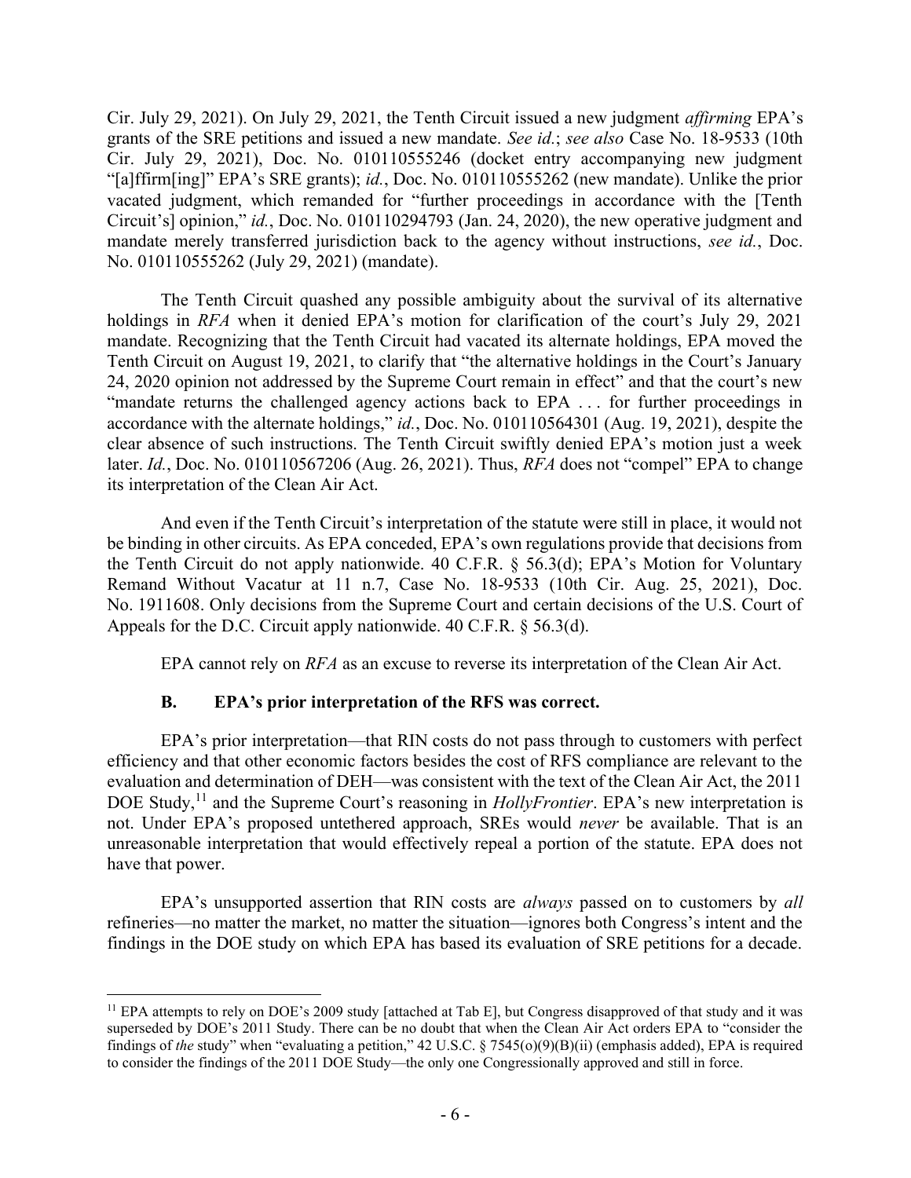Cir. July 29, 2021). On July 29, 2021, the Tenth Circuit issued a new judgment *affirming* EPA's grants of the SRE petitions and issued a new mandate. *See id.*; *see also* Case No. 18-9533 (10th Cir. July 29, 2021), Doc. No. 010110555246 (docket entry accompanying new judgment "[a]ffirm[ing]" EPA's SRE grants); *id.*, Doc. No. 010110555262 (new mandate). Unlike the prior vacated judgment, which remanded for "further proceedings in accordance with the [Tenth Circuit's] opinion," *id.*, Doc. No. 010110294793 (Jan. 24, 2020), the new operative judgment and mandate merely transferred jurisdiction back to the agency without instructions, *see id.*, Doc. No. 010110555262 (July 29, 2021) (mandate).

The Tenth Circuit quashed any possible ambiguity about the survival of its alternative holdings in *RFA* when it denied EPA's motion for clarification of the court's July 29, 2021 mandate. Recognizing that the Tenth Circuit had vacated its alternate holdings, EPA moved the Tenth Circuit on August 19, 2021, to clarify that "the alternative holdings in the Court's January 24, 2020 opinion not addressed by the Supreme Court remain in effect" and that the court's new "mandate returns the challenged agency actions back to EPA . . . for further proceedings in accordance with the alternate holdings," *id.*, Doc. No. 010110564301 (Aug. 19, 2021), despite the clear absence of such instructions. The Tenth Circuit swiftly denied EPA's motion just a week later. *Id.*, Doc. No. 010110567206 (Aug. 26, 2021). Thus, *RFA* does not "compel" EPA to change its interpretation of the Clean Air Act.

And even if the Tenth Circuit's interpretation of the statute were still in place, it would not be binding in other circuits. As EPA conceded, EPA's own regulations provide that decisions from the Tenth Circuit do not apply nationwide. 40 C.F.R. § 56.3(d); EPA's Motion for Voluntary Remand Without Vacatur at 11 n.7, Case No. 18-9533 (10th Cir. Aug. 25, 2021), Doc. No. 1911608. Only decisions from the Supreme Court and certain decisions of the U.S. Court of Appeals for the D.C. Circuit apply nationwide. 40 C.F.R. § 56.3(d).

EPA cannot rely on *RFA* as an excuse to reverse its interpretation of the Clean Air Act.

### B. EPA's prior interpretation of the RFS was correct.

EPA's prior interpretation—that RIN costs do not pass through to customers with perfect efficiency and that other economic factors besides the cost of RFS compliance are relevant to the evaluation and determination of DEH—was consistent with the text of the Clean Air Act, the 2011 DOE Study,[11] and the Supreme Court's reasoning in *HollyFrontier*. EPA's new interpretation is not. Under EPA's proposed untethered approach, SREs would *never* be available. That is an unreasonable interpretation that would effectively repeal a portion of the statute. EPA does not have that power.

EPA's unsupported assertion that RIN costs are *always* passed on to customers by *all* refineries—no matter the market, no matter the situation—ignores both Congress's intent and the findings in the DOE study on which EPA has based its evaluation of SRE petitions for a decade.

---

[11] EPA attempts to rely on DOE's 2009 study [attached at Tab E], but Congress disapproved of that study and it was superseded by DOE's 2011 Study. There can be no doubt that when the Clean Air Act orders EPA to "consider the findings of *the* study" when "evaluating a petition," 42 U.S.C. § 7545(o)(9)(B)(ii) (emphasis added), EPA is required to consider the findings of the 2011 DOE Study—the only one Congressionally approved and still in force.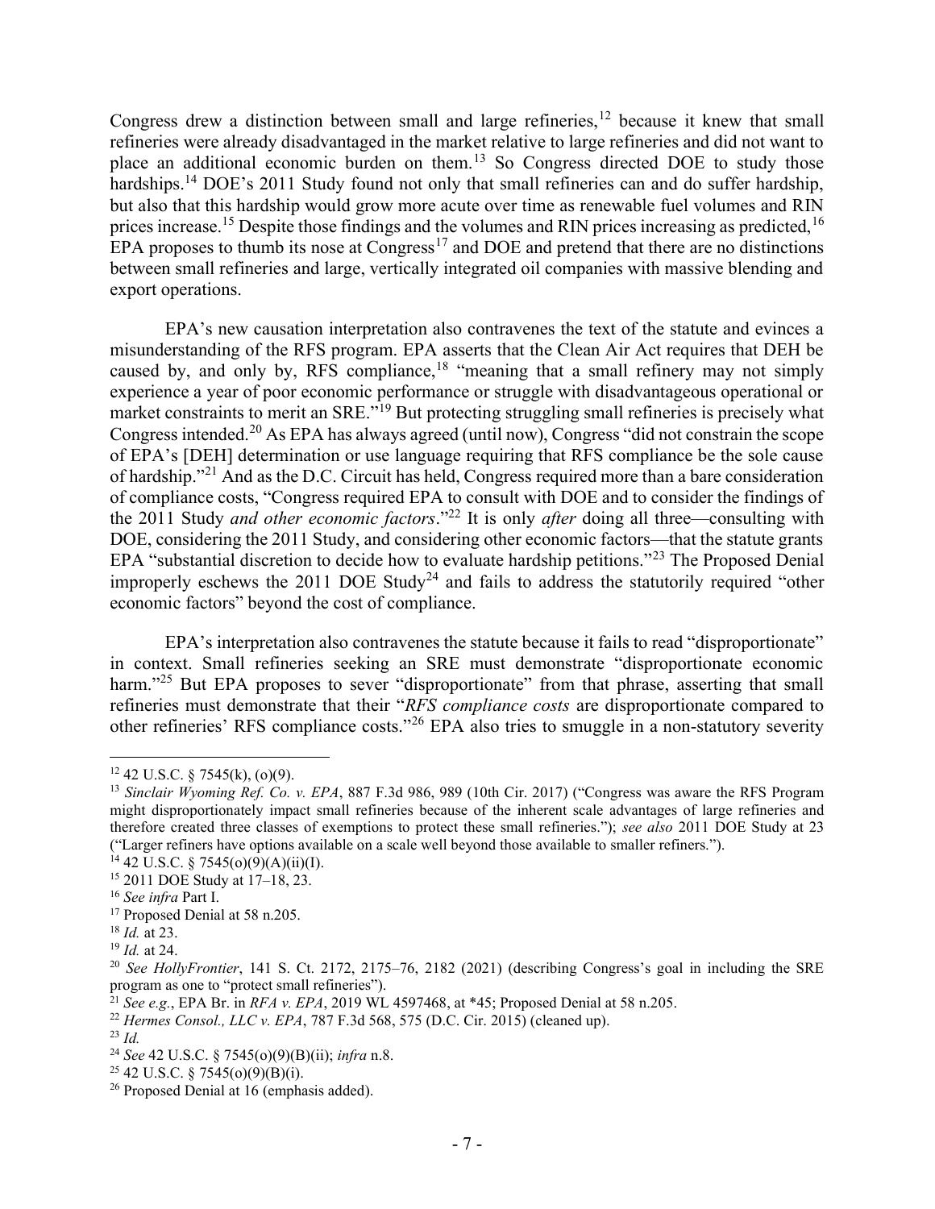Congress drew a distinction between small and large refineries,[12] because it knew that small refineries were already disadvantaged in the market relative to large refineries and did not want to place an additional economic burden on them.[13] So Congress directed DOE to study those hardships.[14] DOE's 2011 Study found not only that small refineries can and do suffer hardship, but also that this hardship would grow more acute over time as renewable fuel volumes and RIN prices increase.[15] Despite those findings and the volumes and RIN prices increasing as predicted,[16] EPA proposes to thumb its nose at Congress[17] and DOE and pretend that there are no distinctions between small refineries and large, vertically integrated oil companies with massive blending and export operations.

EPA's new causation interpretation also contravenes the text of the statute and evinces a misunderstanding of the RFS program. EPA asserts that the Clean Air Act requires that DEH be caused by, and only by, RFS compliance,[18] "meaning that a small refinery may not simply experience a year of poor economic performance or struggle with disadvantageous operational or market constraints to merit an SRE."[19] But protecting struggling small refineries is precisely what Congress intended.[20] As EPA has always agreed (until now), Congress "did not constrain the scope of EPA's [DEH] determination or use language requiring that RFS compliance be the sole cause of hardship."[21] And as the D.C. Circuit has held, Congress required more than a bare consideration of compliance costs, "Congress required EPA to consult with DOE and to consider the findings of the 2011 Study *and other economic factors*."[22] It is only *after* doing all three—consulting with DOE, considering the 2011 Study, and considering other economic factors—that the statute grants EPA "substantial discretion to decide how to evaluate hardship petitions."[23] The Proposed Denial improperly eschews the 2011 DOE Study[24] and fails to address the statutorily required "other economic factors" beyond the cost of compliance.

EPA's interpretation also contravenes the statute because it fails to read "disproportionate" in context. Small refineries seeking an SRE must demonstrate "disproportionate economic harm."[25] But EPA proposes to sever "disproportionate" from that phrase, asserting that small refineries must demonstrate that their "*RFS compliance costs* are disproportionate compared to other refineries' RFS compliance costs."[26] EPA also tries to smuggle in a non-statutory severity

---

[12] 42 U.S.C. § 7545(k), (o)(9).

[13] *Sinclair Wyoming Ref. Co. v. EPA*, 887 F.3d 986, 989 (10th Cir. 2017) ("Congress was aware the RFS Program might disproportionately impact small refineries because of the inherent scale advantages of large refineries and therefore created three classes of exemptions to protect these small refineries."); *see also* 2011 DOE Study at 23 ("Larger refiners have options available on a scale well beyond those available to smaller refiners.").

[14] 42 U.S.C. § 7545(o)(9)(A)(ii)(I).

[15] 2011 DOE Study at 17–18, 23.

[16] *See infra* Part I.

[17] Proposed Denial at 58 n.205.

[18] *Id.* at 23.

[19] *Id.* at 24.

[20] *See HollyFrontier*, 141 S. Ct. 2172, 2175–76, 2182 (2021) (describing Congress's goal in including the SRE program as one to "protect small refineries").

[21] *See e.g.*, EPA Br. in *RFA v. EPA*, 2019 WL 4597468, at \*45; Proposed Denial at 58 n.205.

[22] *Hermes Consol., LLC v. EPA*, 787 F.3d 568, 575 (D.C. Cir. 2015) (cleaned up).

[23] *Id.*

[24] *See* 42 U.S.C. § 7545(o)(9)(B)(ii); *infra* n.8.

[25] 42 U.S.C. § 7545(o)(9)(B)(i).

[26] Proposed Denial at 16 (emphasis added).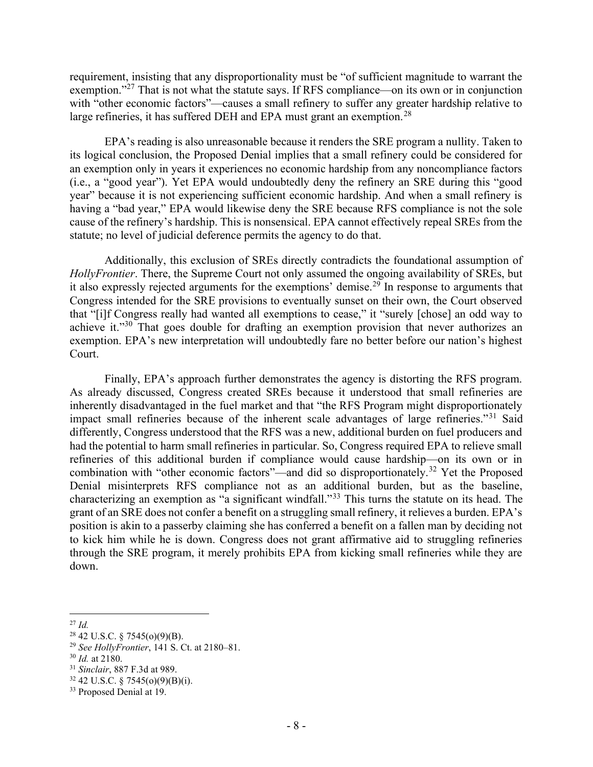requirement, insisting that any disproportionality must be "of sufficient magnitude to warrant the exemption."[27] That is not what the statute says. If RFS compliance—on its own or in conjunction with "other economic factors"—causes a small refinery to suffer any greater hardship relative to large refineries, it has suffered DEH and EPA must grant an exemption.[28]

EPA's reading is also unreasonable because it renders the SRE program a nullity. Taken to its logical conclusion, the Proposed Denial implies that a small refinery could be considered for an exemption only in years it experiences no economic hardship from any noncompliance factors (i.e., a "good year"). Yet EPA would undoubtedly deny the refinery an SRE during this "good year" because it is not experiencing sufficient economic hardship. And when a small refinery is having a "bad year," EPA would likewise deny the SRE because RFS compliance is not the sole cause of the refinery's hardship. This is nonsensical. EPA cannot effectively repeal SREs from the statute; no level of judicial deference permits the agency to do that.

Additionally, this exclusion of SREs directly contradicts the foundational assumption of *HollyFrontier*. There, the Supreme Court not only assumed the ongoing availability of SREs, but it also expressly rejected arguments for the exemptions' demise.[29] In response to arguments that Congress intended for the SRE provisions to eventually sunset on their own, the Court observed that "[i]f Congress really had wanted all exemptions to cease," it "surely [chose] an odd way to achieve it."[30] That goes double for drafting an exemption provision that never authorizes an exemption. EPA's new interpretation will undoubtedly fare no better before our nation's highest Court.

Finally, EPA's approach further demonstrates the agency is distorting the RFS program. As already discussed, Congress created SREs because it understood that small refineries are inherently disadvantaged in the fuel market and that "the RFS Program might disproportionately impact small refineries because of the inherent scale advantages of large refineries."[31] Said differently, Congress understood that the RFS was a new, additional burden on fuel producers and had the potential to harm small refineries in particular. So, Congress required EPA to relieve small refineries of this additional burden if compliance would cause hardship—on its own or in combination with "other economic factors"—and did so disproportionately.[32] Yet the Proposed Denial misinterprets RFS compliance not as an additional burden, but as the baseline, characterizing an exemption as "a significant windfall."[33] This turns the statute on its head. The grant of an SRE does not confer a benefit on a struggling small refinery, it relieves a burden. EPA's position is akin to a passerby claiming she has conferred a benefit on a fallen man by deciding not to kick him while he is down. Congress does not grant affirmative aid to struggling refineries through the SRE program, it merely prohibits EPA from kicking small refineries while they are down.

---

[27] *Id.*

[28] 42 U.S.C. § 7545(o)(9)(B).

[29] *See HollyFrontier*, 141 S. Ct. at 2180–81.

[30] *Id.* at 2180.

[31] *Sinclair*, 887 F.3d at 989.

[32] 42 U.S.C. § 7545(o)(9)(B)(i).

[33] Proposed Denial at 19.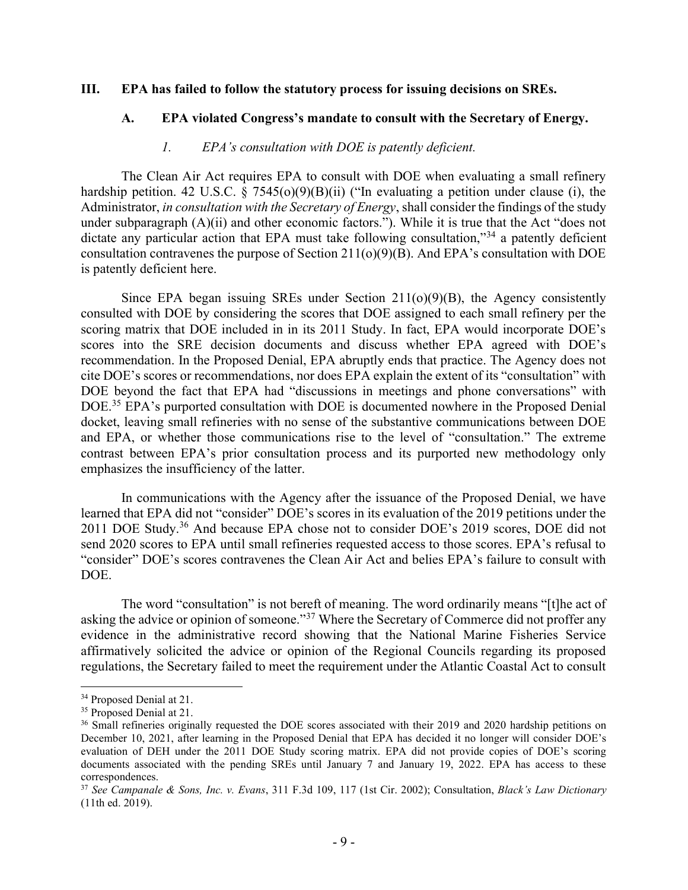## III. EPA has failed to follow the statutory process for issuing decisions on SREs.

### A. EPA violated Congress's mandate to consult with the Secretary of Energy.

#### *1. EPA's consultation with DOE is patently deficient.*

The Clean Air Act requires EPA to consult with DOE when evaluating a small refinery hardship petition. 42 U.S.C. § 7545(o)(9)(B)(ii) ("In evaluating a petition under clause (i), the Administrator, *in consultation with the Secretary of Energy*, shall consider the findings of the study under subparagraph (A)(ii) and other economic factors."). While it is true that the Act "does not dictate any particular action that EPA must take following consultation,"[34] a patently deficient consultation contravenes the purpose of Section 211(o)(9)(B). And EPA's consultation with DOE is patently deficient here.

Since EPA began issuing SREs under Section 211(o)(9)(B), the Agency consistently consulted with DOE by considering the scores that DOE assigned to each small refinery per the scoring matrix that DOE included in in its 2011 Study. In fact, EPA would incorporate DOE's scores into the SRE decision documents and discuss whether EPA agreed with DOE's recommendation. In the Proposed Denial, EPA abruptly ends that practice. The Agency does not cite DOE's scores or recommendations, nor does EPA explain the extent of its "consultation" with DOE beyond the fact that EPA had "discussions in meetings and phone conversations" with DOE.[35] EPA's purported consultation with DOE is documented nowhere in the Proposed Denial docket, leaving small refineries with no sense of the substantive communications between DOE and EPA, or whether those communications rise to the level of "consultation." The extreme contrast between EPA's prior consultation process and its purported new methodology only emphasizes the insufficiency of the latter.

In communications with the Agency after the issuance of the Proposed Denial, we have learned that EPA did not "consider" DOE's scores in its evaluation of the 2019 petitions under the 2011 DOE Study.[36] And because EPA chose not to consider DOE's 2019 scores, DOE did not send 2020 scores to EPA until small refineries requested access to those scores. EPA's refusal to "consider" DOE's scores contravenes the Clean Air Act and belies EPA's failure to consult with DOE.

The word "consultation" is not bereft of meaning. The word ordinarily means "[t]he act of asking the advice or opinion of someone."[37] Where the Secretary of Commerce did not proffer any evidence in the administrative record showing that the National Marine Fisheries Service affirmatively solicited the advice or opinion of the Regional Councils regarding its proposed regulations, the Secretary failed to meet the requirement under the Atlantic Coastal Act to consult

---

[34] Proposed Denial at 21.

[35] Proposed Denial at 21.

[36] Small refineries originally requested the DOE scores associated with their 2019 and 2020 hardship petitions on December 10, 2021, after learning in the Proposed Denial that EPA has decided it no longer will consider DOE's evaluation of DEH under the 2011 DOE Study scoring matrix. EPA did not provide copies of DOE's scoring documents associated with the pending SREs until January 7 and January 19, 2022. EPA has access to these correspondences.

[37] *See Campanale & Sons, Inc. v. Evans*, 311 F.3d 109, 117 (1st Cir. 2002); Consultation, *Black's Law Dictionary* (11th ed. 2019).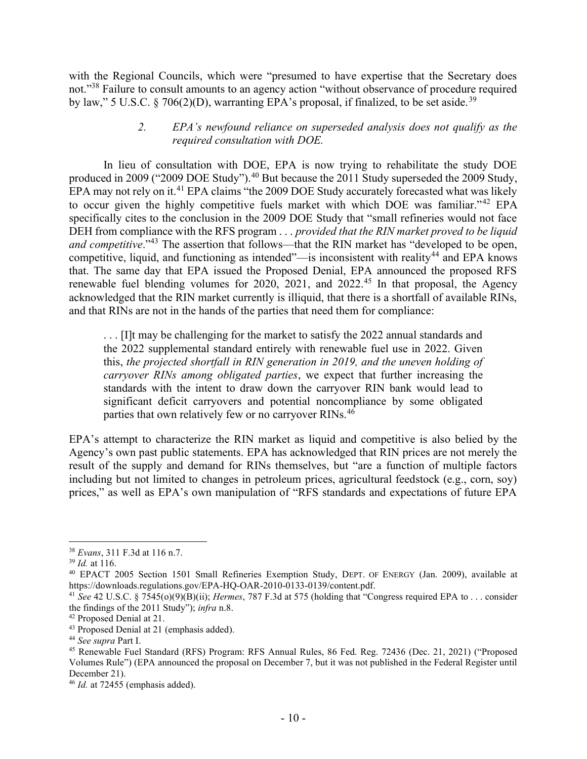with the Regional Councils, which were "presumed to have expertise that the Secretary does not."[38] Failure to consult amounts to an agency action "without observance of procedure required by law," 5 U.S.C. § 706(2)(D), warranting EPA's proposal, if finalized, to be set aside.[39]

### 2. *EPA's newfound reliance on superseded analysis does not qualify as the required consultation with DOE.*

In lieu of consultation with DOE, EPA is now trying to rehabilitate the study DOE produced in 2009 ("2009 DOE Study").[40] But because the 2011 Study superseded the 2009 Study, EPA may not rely on it.[41] EPA claims "the 2009 DOE Study accurately forecasted what was likely to occur given the highly competitive fuels market with which DOE was familiar."[42] EPA specifically cites to the conclusion in the 2009 DOE Study that "small refineries would not face DEH from compliance with the RFS program . . . *provided that the RIN market proved to be liquid and competitive*."[43] The assertion that follows—that the RIN market has "developed to be open, competitive, liquid, and functioning as intended"—is inconsistent with reality[44] and EPA knows that. The same day that EPA issued the Proposed Denial, EPA announced the proposed RFS renewable fuel blending volumes for 2020, 2021, and 2022.[45] In that proposal, the Agency acknowledged that the RIN market currently is illiquid, that there is a shortfall of available RINs, and that RINs are not in the hands of the parties that need them for compliance:

> . . . [I]t may be challenging for the market to satisfy the 2022 annual standards and the 2022 supplemental standard entirely with renewable fuel use in 2022. Given this, *the projected shortfall in RIN generation in 2019, and the uneven holding of carryover RINs among obligated parties*, we expect that further increasing the standards with the intent to draw down the carryover RIN bank would lead to significant deficit carryovers and potential noncompliance by some obligated parties that own relatively few or no carryover RINs.[46]

EPA's attempt to characterize the RIN market as liquid and competitive is also belied by the Agency's own past public statements. EPA has acknowledged that RIN prices are not merely the result of the supply and demand for RINs themselves, but "are a function of multiple factors including but not limited to changes in petroleum prices, agricultural feedstock (e.g., corn, soy) prices," as well as EPA's own manipulation of "RFS standards and expectations of future EPA

---

[38] *Evans*, 311 F.3d at 116 n.7.

[39] *Id.* at 116.

[40] EPACT 2005 Section 1501 Small Refineries Exemption Study, DEPT. OF ENERGY (Jan. 2009), available at https://downloads.regulations.gov/EPA-HQ-OAR-2010-0133-0139/content.pdf.

[41] *See* 42 U.S.C. § 7545(o)(9)(B)(ii); *Hermes*, 787 F.3d at 575 (holding that "Congress required EPA to . . . consider the findings of the 2011 Study"); *infra* n.8.

[42] Proposed Denial at 21.

[43] Proposed Denial at 21 (emphasis added).

[44] *See supra* Part I.

[45] Renewable Fuel Standard (RFS) Program: RFS Annual Rules, 86 Fed. Reg. 72436 (Dec. 21, 2021) ("Proposed Volumes Rule") (EPA announced the proposal on December 7, but it was not published in the Federal Register until December 21).

[46] *Id.* at 72455 (emphasis added).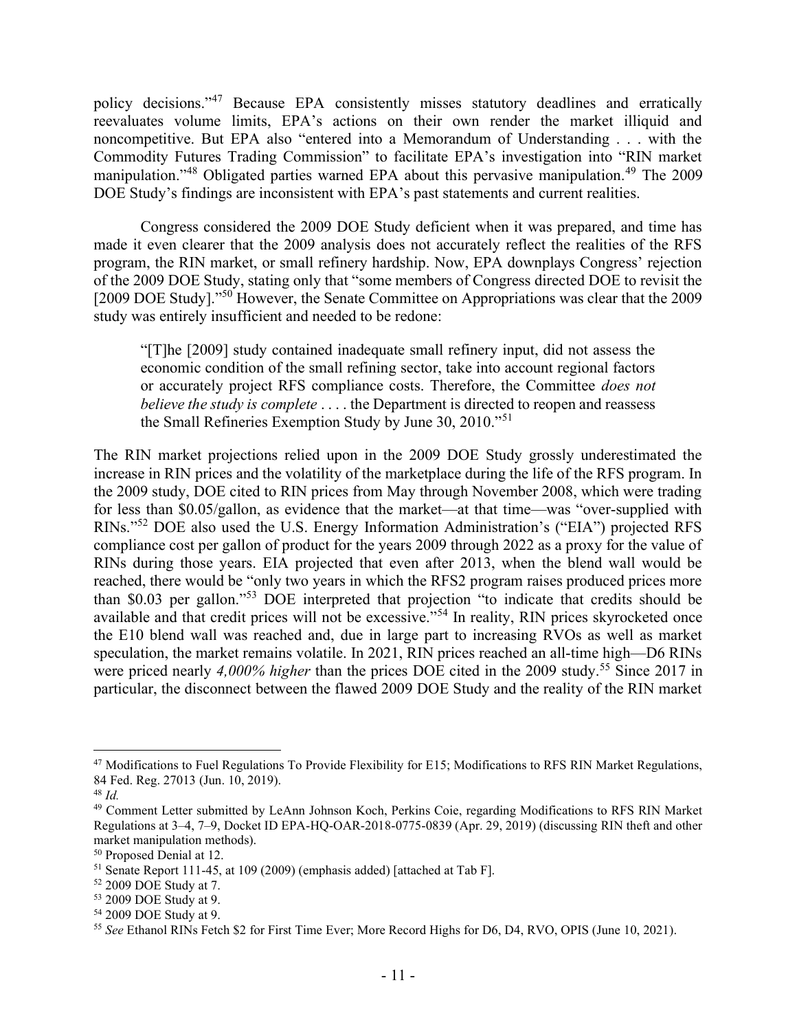policy decisions."[47] Because EPA consistently misses statutory deadlines and erratically reevaluates volume limits, EPA's actions on their own render the market illiquid and noncompetitive. But EPA also "entered into a Memorandum of Understanding . . . with the Commodity Futures Trading Commission" to facilitate EPA's investigation into "RIN market manipulation."[48] Obligated parties warned EPA about this pervasive manipulation.[49] The 2009 DOE Study's findings are inconsistent with EPA's past statements and current realities.

Congress considered the 2009 DOE Study deficient when it was prepared, and time has made it even clearer that the 2009 analysis does not accurately reflect the realities of the RFS program, the RIN market, or small refinery hardship. Now, EPA downplays Congress' rejection of the 2009 DOE Study, stating only that "some members of Congress directed DOE to revisit the [2009 DOE Study]."[50] However, the Senate Committee on Appropriations was clear that the 2009 study was entirely insufficient and needed to be redone:

> "[T]he [2009] study contained inadequate small refinery input, did not assess the economic condition of the small refining sector, take into account regional factors or accurately project RFS compliance costs. Therefore, the Committee *does not believe the study is complete* . . . . the Department is directed to reopen and reassess the Small Refineries Exemption Study by June 30, 2010."[51]

The RIN market projections relied upon in the 2009 DOE Study grossly underestimated the increase in RIN prices and the volatility of the marketplace during the life of the RFS program. In the 2009 study, DOE cited to RIN prices from May through November 2008, which were trading for less than $0.05/gallon, as evidence that the market—at that time—was "over-supplied with RINs."[52] DOE also used the U.S. Energy Information Administration's ("EIA") projected RFS compliance cost per gallon of product for the years 2009 through 2022 as a proxy for the value of RINs during those years. EIA projected that even after 2013, when the blend wall would be reached, there would be "only two years in which the RFS2 program raises produced prices more than $0.03 per gallon."[53] DOE interpreted that projection "to indicate that credits should be available and that credit prices will not be excessive."[54] In reality, RIN prices skyrocketed once the E10 blend wall was reached and, due in large part to increasing RVOs as well as market speculation, the market remains volatile. In 2021, RIN prices reached an all-time high—D6 RINs were priced nearly *4,000% higher* than the prices DOE cited in the 2009 study.[55] Since 2017 in particular, the disconnect between the flawed 2009 DOE Study and the reality of the RIN market

---

[47] Modifications to Fuel Regulations To Provide Flexibility for E15; Modifications to RFS RIN Market Regulations, 84 Fed. Reg. 27013 (Jun. 10, 2019).

[48] *Id.*

[49] Comment Letter submitted by LeAnn Johnson Koch, Perkins Coie, regarding Modifications to RFS RIN Market Regulations at 3–4, 7–9, Docket ID EPA-HQ-OAR-2018-0775-0839 (Apr. 29, 2019) (discussing RIN theft and other market manipulation methods).

[50] Proposed Denial at 12.

[51] Senate Report 111-45, at 109 (2009) (emphasis added) [attached at Tab F].

[52] 2009 DOE Study at 7.

[53] 2009 DOE Study at 9.

[54] 2009 DOE Study at 9.

[55] *See* Ethanol RINs Fetch $2 for First Time Ever; More Record Highs for D6, D4, RVO, OPIS (June 10, 2021).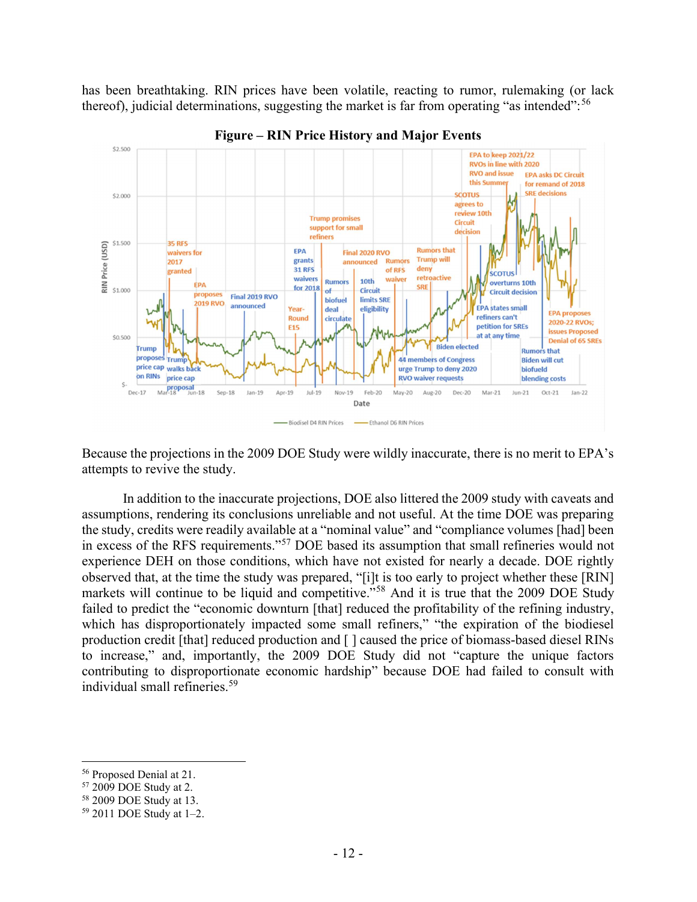has been breathtaking. RIN prices have been volatile, reacting to rumor, rulemaking (or lack thereof), judicial determinations, suggesting the market is far from operating "as intended":[56]

**Figure – RIN Price History and Major Events**

Because the projections in the 2009 DOE Study were wildly inaccurate, there is no merit to EPA's attempts to revive the study.

In addition to the inaccurate projections, DOE also littered the 2009 study with caveats and assumptions, rendering its conclusions unreliable and not useful. At the time DOE was preparing the study, credits were readily available at a "nominal value" and "compliance volumes [had] been in excess of the RFS requirements."[57] DOE based its assumption that small refineries would not experience DEH on those conditions, which have not existed for nearly a decade. DOE rightly observed that, at the time the study was prepared, "[i]t is too early to project whether these [RIN] markets will continue to be liquid and competitive."[58] And it is true that the 2009 DOE Study failed to predict the "economic downturn [that] reduced the profitability of the refining industry, which has disproportionately impacted some small refiners," "the expiration of the biodiesel production credit [that] reduced production and [ ] caused the price of biomass-based diesel RINs to increase," and, importantly, the 2009 DOE Study did not "capture the unique factors contributing to disproportionate economic hardship" because DOE had failed to consult with individual small refineries.[59]

---

[56] Proposed Denial at 21.
[57] 2009 DOE Study at 2.
[58] 2009 DOE Study at 13.
[59] 2011 DOE Study at 1–2.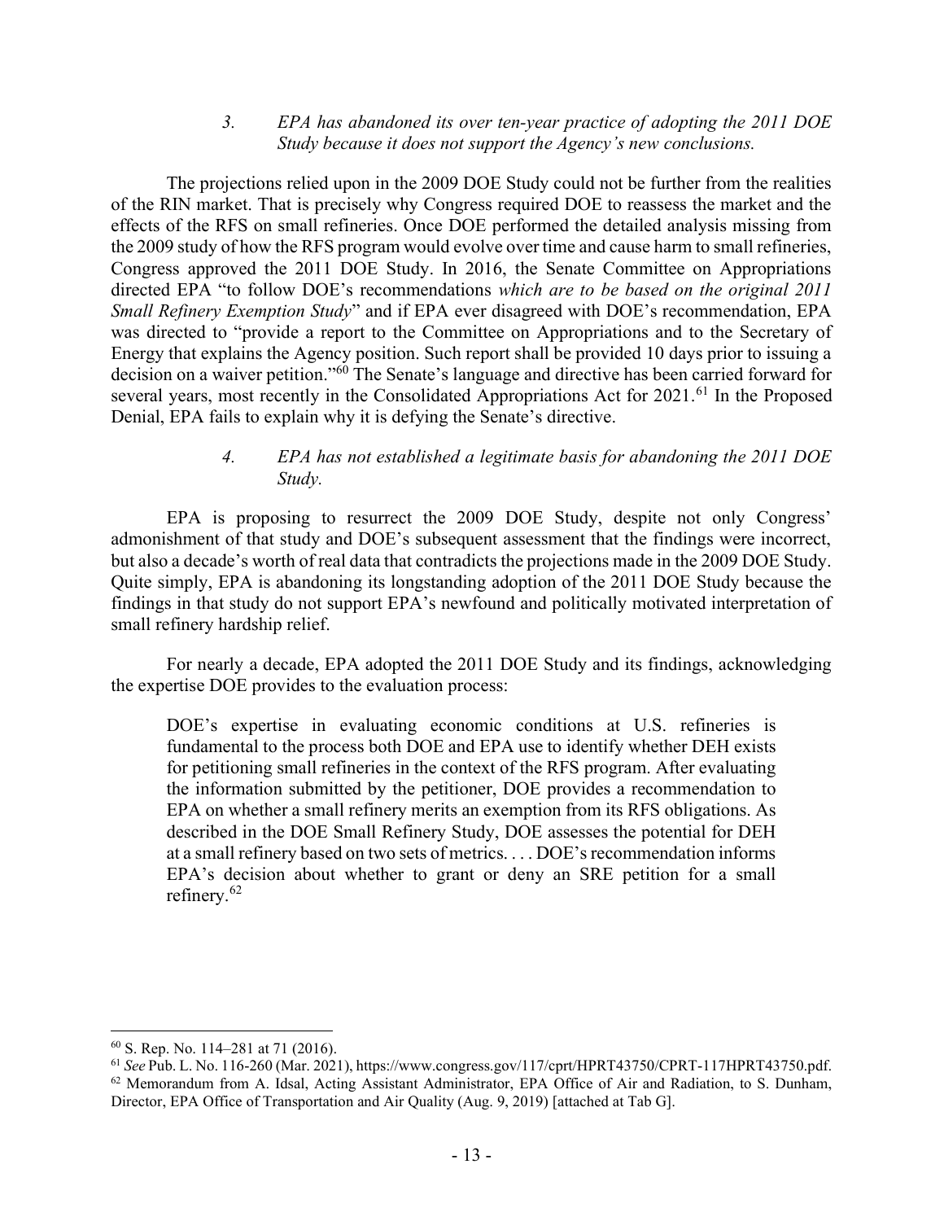*3. EPA has abandoned its over ten-year practice of adopting the 2011 DOE Study because it does not support the Agency's new conclusions.*

The projections relied upon in the 2009 DOE Study could not be further from the realities of the RIN market. That is precisely why Congress required DOE to reassess the market and the effects of the RFS on small refineries. Once DOE performed the detailed analysis missing from the 2009 study of how the RFS program would evolve over time and cause harm to small refineries, Congress approved the 2011 DOE Study. In 2016, the Senate Committee on Appropriations directed EPA "to follow DOE's recommendations *which are to be based on the original 2011 Small Refinery Exemption Study*" and if EPA ever disagreed with DOE's recommendation, EPA was directed to "provide a report to the Committee on Appropriations and to the Secretary of Energy that explains the Agency position. Such report shall be provided 10 days prior to issuing a decision on a waiver petition."[60] The Senate's language and directive has been carried forward for several years, most recently in the Consolidated Appropriations Act for 2021.[61] In the Proposed Denial, EPA fails to explain why it is defying the Senate's directive.

*4. EPA has not established a legitimate basis for abandoning the 2011 DOE Study.*

EPA is proposing to resurrect the 2009 DOE Study, despite not only Congress' admonishment of that study and DOE's subsequent assessment that the findings were incorrect, but also a decade's worth of real data that contradicts the projections made in the 2009 DOE Study. Quite simply, EPA is abandoning its longstanding adoption of the 2011 DOE Study because the findings in that study do not support EPA's newfound and politically motivated interpretation of small refinery hardship relief.

For nearly a decade, EPA adopted the 2011 DOE Study and its findings, acknowledging the expertise DOE provides to the evaluation process:

> DOE's expertise in evaluating economic conditions at U.S. refineries is fundamental to the process both DOE and EPA use to identify whether DEH exists for petitioning small refineries in the context of the RFS program. After evaluating the information submitted by the petitioner, DOE provides a recommendation to EPA on whether a small refinery merits an exemption from its RFS obligations. As described in the DOE Small Refinery Study, DOE assesses the potential for DEH at a small refinery based on two sets of metrics. . . . DOE's recommendation informs EPA's decision about whether to grant or deny an SRE petition for a small refinery.[62]

---

[60] S. Rep. No. 114–281 at 71 (2016).

[61] *See* Pub. L. No. 116-260 (Mar. 2021), https://www.congress.gov/117/cprt/HPRT43750/CPRT-117HPRT43750.pdf.

[62] Memorandum from A. Idsal, Acting Assistant Administrator, EPA Office of Air and Radiation, to S. Dunham, Director, EPA Office of Transportation and Air Quality (Aug. 9, 2019) [attached at Tab G].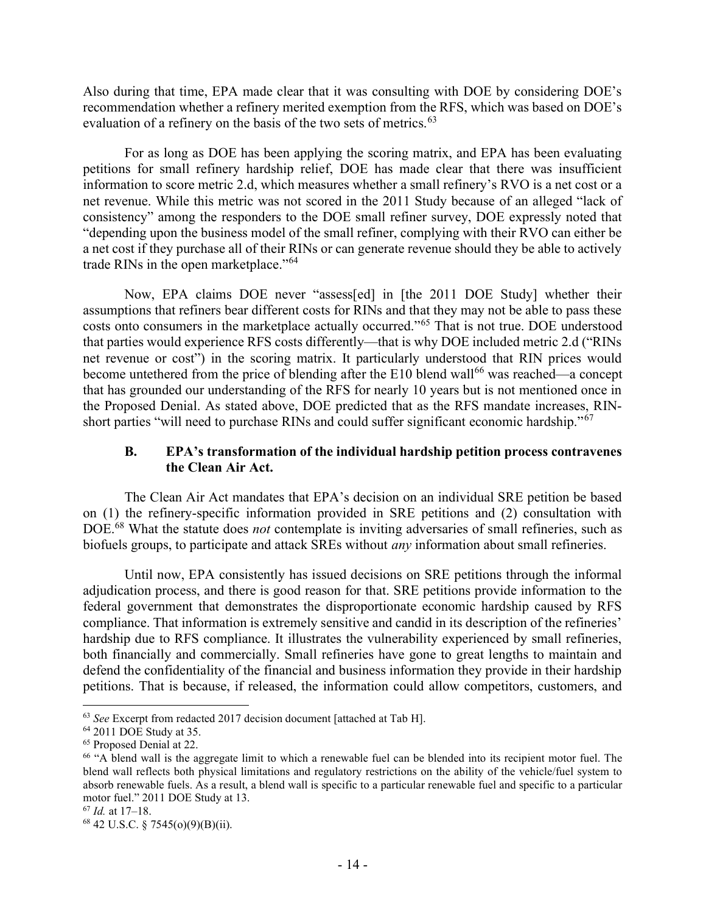Also during that time, EPA made clear that it was consulting with DOE by considering DOE's recommendation whether a refinery merited exemption from the RFS, which was based on DOE's evaluation of a refinery on the basis of the two sets of metrics.[63]

For as long as DOE has been applying the scoring matrix, and EPA has been evaluating petitions for small refinery hardship relief, DOE has made clear that there was insufficient information to score metric 2.d, which measures whether a small refinery's RVO is a net cost or a net revenue. While this metric was not scored in the 2011 Study because of an alleged "lack of consistency" among the responders to the DOE small refiner survey, DOE expressly noted that "depending upon the business model of the small refiner, complying with their RVO can either be a net cost if they purchase all of their RINs or can generate revenue should they be able to actively trade RINs in the open marketplace."[64]

Now, EPA claims DOE never "assess[ed] in [the 2011 DOE Study] whether their assumptions that refiners bear different costs for RINs and that they may not be able to pass these costs onto consumers in the marketplace actually occurred."[65] That is not true. DOE understood that parties would experience RFS costs differently—that is why DOE included metric 2.d ("RINs net revenue or cost") in the scoring matrix. It particularly understood that RIN prices would become untethered from the price of blending after the E10 blend wall[66] was reached—a concept that has grounded our understanding of the RFS for nearly 10 years but is not mentioned once in the Proposed Denial. As stated above, DOE predicted that as the RFS mandate increases, RIN-short parties "will need to purchase RINs and could suffer significant economic hardship."[67]

### B. EPA's transformation of the individual hardship petition process contravenes the Clean Air Act.

The Clean Air Act mandates that EPA's decision on an individual SRE petition be based on (1) the refinery-specific information provided in SRE petitions and (2) consultation with DOE.[68] What the statute does *not* contemplate is inviting adversaries of small refineries, such as biofuels groups, to participate and attack SREs without *any* information about small refineries.

Until now, EPA consistently has issued decisions on SRE petitions through the informal adjudication process, and there is good reason for that. SRE petitions provide information to the federal government that demonstrates the disproportionate economic hardship caused by RFS compliance. That information is extremely sensitive and candid in its description of the refineries' hardship due to RFS compliance. It illustrates the vulnerability experienced by small refineries, both financially and commercially. Small refineries have gone to great lengths to maintain and defend the confidentiality of the financial and business information they provide in their hardship petitions. That is because, if released, the information could allow competitors, customers, and

---

[63] *See* Excerpt from redacted 2017 decision document [attached at Tab H].

[64] 2011 DOE Study at 35.

[65] Proposed Denial at 22.

[66] "A blend wall is the aggregate limit to which a renewable fuel can be blended into its recipient motor fuel. The blend wall reflects both physical limitations and regulatory restrictions on the ability of the vehicle/fuel system to absorb renewable fuels. As a result, a blend wall is specific to a particular renewable fuel and specific to a particular motor fuel." 2011 DOE Study at 13.

[67] *Id.* at 17–18.

[68] 42 U.S.C. § 7545(o)(9)(B)(ii).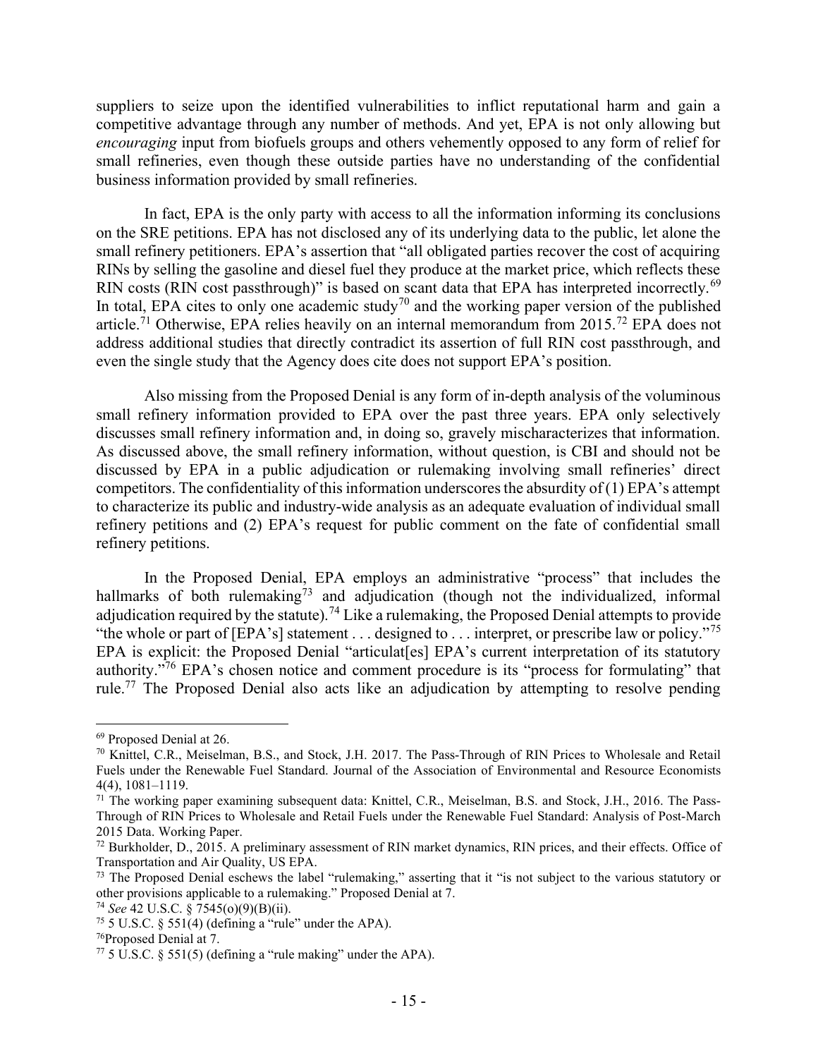suppliers to seize upon the identified vulnerabilities to inflict reputational harm and gain a competitive advantage through any number of methods. And yet, EPA is not only allowing but *encouraging* input from biofuels groups and others vehemently opposed to any form of relief for small refineries, even though these outside parties have no understanding of the confidential business information provided by small refineries.

In fact, EPA is the only party with access to all the information informing its conclusions on the SRE petitions. EPA has not disclosed any of its underlying data to the public, let alone the small refinery petitioners. EPA's assertion that "all obligated parties recover the cost of acquiring RINs by selling the gasoline and diesel fuel they produce at the market price, which reflects these RIN costs (RIN cost passthrough)" is based on scant data that EPA has interpreted incorrectly.[69] In total, EPA cites to only one academic study[70] and the working paper version of the published article.[71] Otherwise, EPA relies heavily on an internal memorandum from 2015.[72] EPA does not address additional studies that directly contradict its assertion of full RIN cost passthrough, and even the single study that the Agency does cite does not support EPA's position.

Also missing from the Proposed Denial is any form of in-depth analysis of the voluminous small refinery information provided to EPA over the past three years. EPA only selectively discusses small refinery information and, in doing so, gravely mischaracterizes that information. As discussed above, the small refinery information, without question, is CBI and should not be discussed by EPA in a public adjudication or rulemaking involving small refineries' direct competitors. The confidentiality of this information underscores the absurdity of (1) EPA's attempt to characterize its public and industry-wide analysis as an adequate evaluation of individual small refinery petitions and (2) EPA's request for public comment on the fate of confidential small refinery petitions.

In the Proposed Denial, EPA employs an administrative "process" that includes the hallmarks of both rulemaking[73] and adjudication (though not the individualized, informal adjudication required by the statute).[74] Like a rulemaking, the Proposed Denial attempts to provide "the whole or part of [EPA's] statement . . . designed to . . . interpret, or prescribe law or policy."[75] EPA is explicit: the Proposed Denial "articulat[es] EPA's current interpretation of its statutory authority."[76] EPA's chosen notice and comment procedure is its "process for formulating" that rule.[77] The Proposed Denial also acts like an adjudication by attempting to resolve pending

---

[69] Proposed Denial at 26.

[70] Knittel, C.R., Meiselman, B.S., and Stock, J.H. 2017. The Pass-Through of RIN Prices to Wholesale and Retail Fuels under the Renewable Fuel Standard. Journal of the Association of Environmental and Resource Economists 4(4), 1081–1119.

[71] The working paper examining subsequent data: Knittel, C.R., Meiselman, B.S. and Stock, J.H., 2016. The Pass-Through of RIN Prices to Wholesale and Retail Fuels under the Renewable Fuel Standard: Analysis of Post-March 2015 Data. Working Paper.

[72] Burkholder, D., 2015. A preliminary assessment of RIN market dynamics, RIN prices, and their effects. Office of Transportation and Air Quality, US EPA.

[73] The Proposed Denial eschews the label "rulemaking," asserting that it "is not subject to the various statutory or other provisions applicable to a rulemaking." Proposed Denial at 7.

[74] *See* 42 U.S.C. § 7545(o)(9)(B)(ii).

[75] 5 U.S.C. § 551(4) (defining a "rule" under the APA).

[76] Proposed Denial at 7.

[77] 5 U.S.C. § 551(5) (defining a "rule making" under the APA).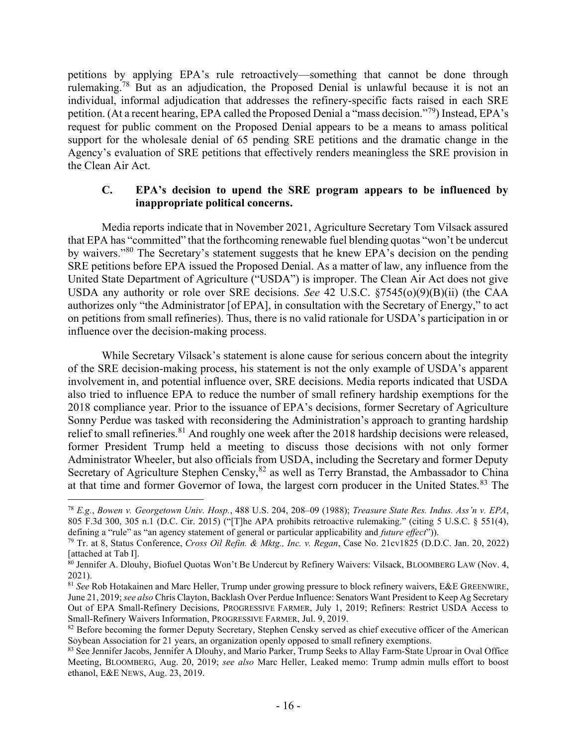petitions by applying EPA's rule retroactively—something that cannot be done through rulemaking.[78] But as an adjudication, the Proposed Denial is unlawful because it is not an individual, informal adjudication that addresses the refinery-specific facts raised in each SRE petition. (At a recent hearing, EPA called the Proposed Denial a "mass decision."[79]) Instead, EPA's request for public comment on the Proposed Denial appears to be a means to amass political support for the wholesale denial of 65 pending SRE petitions and the dramatic change in the Agency's evaluation of SRE petitions that effectively renders meaningless the SRE provision in the Clean Air Act.

### C. EPA's decision to upend the SRE program appears to be influenced by inappropriate political concerns.

Media reports indicate that in November 2021, Agriculture Secretary Tom Vilsack assured that EPA has "committed" that the forthcoming renewable fuel blending quotas "won't be undercut by waivers."[80] The Secretary's statement suggests that he knew EPA's decision on the pending SRE petitions before EPA issued the Proposed Denial. As a matter of law, any influence from the United State Department of Agriculture ("USDA") is improper. The Clean Air Act does not give USDA any authority or role over SRE decisions. *See* 42 U.S.C. §7545(o)(9)(B)(ii) (the CAA authorizes only "the Administrator [of EPA], in consultation with the Secretary of Energy," to act on petitions from small refineries). Thus, there is no valid rationale for USDA's participation in or influence over the decision-making process.

While Secretary Vilsack's statement is alone cause for serious concern about the integrity of the SRE decision-making process, his statement is not the only example of USDA's apparent involvement in, and potential influence over, SRE decisions. Media reports indicated that USDA also tried to influence EPA to reduce the number of small refinery hardship exemptions for the 2018 compliance year. Prior to the issuance of EPA's decisions, former Secretary of Agriculture Sonny Perdue was tasked with reconsidering the Administration's approach to granting hardship relief to small refineries.[81] And roughly one week after the 2018 hardship decisions were released, former President Trump held a meeting to discuss those decisions with not only former Administrator Wheeler, but also officials from USDA, including the Secretary and former Deputy Secretary of Agriculture Stephen Censky,[82] as well as Terry Branstad, the Ambassador to China at that time and former Governor of Iowa, the largest corn producer in the United States.[83] The

---

[78] *E.g.*, *Bowen v. Georgetown Univ. Hosp.*, 488 U.S. 204, 208–09 (1988); *Treasure State Res. Indus. Ass'n v. EPA*, 805 F.3d 300, 305 n.1 (D.C. Cir. 2015) ("[T]he APA prohibits retroactive rulemaking." (citing 5 U.S.C. § 551(4), defining a "rule" as "an agency statement of general or particular applicability and *future effect*")).

[79] Tr. at 8, Status Conference, *Cross Oil Refin. & Mktg., Inc. v. Regan*, Case No. 21cv1825 (D.D.C. Jan. 20, 2022) [attached at Tab I].

[80] Jennifer A. Dlouhy, Biofuel Quotas Won't Be Undercut by Refinery Waivers: Vilsack, BLOOMBERG LAW (Nov. 4, 2021).

[81] *See* Rob Hotakainen and Marc Heller, Trump under growing pressure to block refinery waivers, E&E GREENWIRE, June 21, 2019; *see also* Chris Clayton, Backlash Over Perdue Influence: Senators Want President to Keep Ag Secretary Out of EPA Small-Refinery Decisions, PROGRESSIVE FARMER, July 1, 2019; Refiners: Restrict USDA Access to Small-Refinery Waivers Information, PROGRESSIVE FARMER, Jul. 9, 2019.

[82] Before becoming the former Deputy Secretary, Stephen Censky served as chief executive officer of the American Soybean Association for 21 years, an organization openly opposed to small refinery exemptions.

[83] See Jennifer Jacobs, Jennifer A Dlouhy, and Mario Parker, Trump Seeks to Allay Farm-State Uproar in Oval Office Meeting, BLOOMBERG, Aug. 20, 2019; *see also* Marc Heller, Leaked memo: Trump admin mulls effort to boost ethanol, E&E NEWS, Aug. 23, 2019.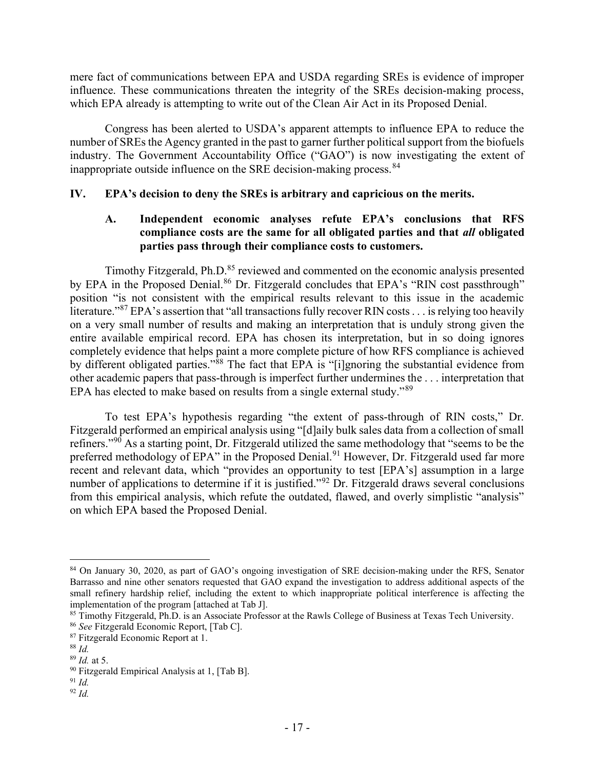mere fact of communications between EPA and USDA regarding SREs is evidence of improper influence. These communications threaten the integrity of the SREs decision-making process, which EPA already is attempting to write out of the Clean Air Act in its Proposed Denial.

Congress has been alerted to USDA's apparent attempts to influence EPA to reduce the number of SREs the Agency granted in the past to garner further political support from the biofuels industry. The Government Accountability Office ("GAO") is now investigating the extent of inappropriate outside influence on the SRE decision-making process.[84]

## IV. EPA's decision to deny the SREs is arbitrary and capricious on the merits.

### A. Independent economic analyses refute EPA's conclusions that RFS compliance costs are the same for all obligated parties and that *all* obligated parties pass through their compliance costs to customers.

Timothy Fitzgerald, Ph.D.[85] reviewed and commented on the economic analysis presented by EPA in the Proposed Denial.[86] Dr. Fitzgerald concludes that EPA's "RIN cost passthrough" position "is not consistent with the empirical results relevant to this issue in the academic literature."[87] EPA's assertion that "all transactions fully recover RIN costs . . . is relying too heavily on a very small number of results and making an interpretation that is unduly strong given the entire available empirical record. EPA has chosen its interpretation, but in so doing ignores completely evidence that helps paint a more complete picture of how RFS compliance is achieved by different obligated parties."[88] The fact that EPA is "[i]gnoring the substantial evidence from other academic papers that pass-through is imperfect further undermines the . . . interpretation that EPA has elected to make based on results from a single external study."[89]

To test EPA's hypothesis regarding "the extent of pass-through of RIN costs," Dr. Fitzgerald performed an empirical analysis using "[d]aily bulk sales data from a collection of small refiners."[90] As a starting point, Dr. Fitzgerald utilized the same methodology that "seems to be the preferred methodology of EPA" in the Proposed Denial.[91] However, Dr. Fitzgerald used far more recent and relevant data, which "provides an opportunity to test [EPA's] assumption in a large number of applications to determine if it is justified."[92] Dr. Fitzgerald draws several conclusions from this empirical analysis, which refute the outdated, flawed, and overly simplistic "analysis" on which EPA based the Proposed Denial.

---

[84] On January 30, 2020, as part of GAO's ongoing investigation of SRE decision-making under the RFS, Senator Barrasso and nine other senators requested that GAO expand the investigation to address additional aspects of the small refinery hardship relief, including the extent to which inappropriate political interference is affecting the implementation of the program [attached at Tab J].

[85] Timothy Fitzgerald, Ph.D. is an Associate Professor at the Rawls College of Business at Texas Tech University.

[86] *See* Fitzgerald Economic Report, [Tab C].

[87] Fitzgerald Economic Report at 1.

[88] *Id.*

[89] *Id.* at 5.

[90] Fitzgerald Empirical Analysis at 1, [Tab B].

[91] *Id.*

[92] *Id.*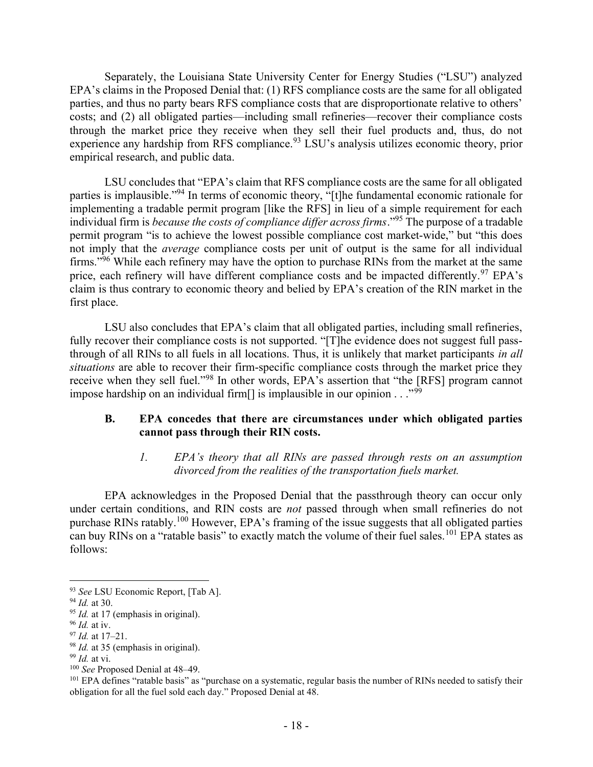Separately, the Louisiana State University Center for Energy Studies ("LSU") analyzed EPA's claims in the Proposed Denial that: (1) RFS compliance costs are the same for all obligated parties, and thus no party bears RFS compliance costs that are disproportionate relative to others' costs; and (2) all obligated parties—including small refineries—recover their compliance costs through the market price they receive when they sell their fuel products and, thus, do not experience any hardship from RFS compliance.[93] LSU's analysis utilizes economic theory, prior empirical research, and public data.

LSU concludes that "EPA's claim that RFS compliance costs are the same for all obligated parties is implausible."[94] In terms of economic theory, "[t]he fundamental economic rationale for implementing a tradable permit program [like the RFS] in lieu of a simple requirement for each individual firm is *because the costs of compliance differ across firms*."[95] The purpose of a tradable permit program "is to achieve the lowest possible compliance cost market-wide," but "this does not imply that the *average* compliance costs per unit of output is the same for all individual firms."[96] While each refinery may have the option to purchase RINs from the market at the same price, each refinery will have different compliance costs and be impacted differently.[97] EPA's claim is thus contrary to economic theory and belied by EPA's creation of the RIN market in the first place.

LSU also concludes that EPA's claim that all obligated parties, including small refineries, fully recover their compliance costs is not supported. "[T]he evidence does not suggest full pass-through of all RINs to all fuels in all locations. Thus, it is unlikely that market participants *in all situations* are able to recover their firm-specific compliance costs through the market price they receive when they sell fuel."[98] In other words, EPA's assertion that "the [RFS] program cannot impose hardship on an individual firm[] is implausible in our opinion . . ."[99]

### B. EPA concedes that there are circumstances under which obligated parties cannot pass through their RIN costs.

#### *1. EPA's theory that all RINs are passed through rests on an assumption divorced from the realities of the transportation fuels market.*

EPA acknowledges in the Proposed Denial that the passthrough theory can occur only under certain conditions, and RIN costs are *not* passed through when small refineries do not purchase RINs ratably.[100] However, EPA's framing of the issue suggests that all obligated parties can buy RINs on a "ratable basis" to exactly match the volume of their fuel sales.[101] EPA states as follows:

---

[93] *See* LSU Economic Report, [Tab A].

[94] *Id.* at 30.

[95] *Id.* at 17 (emphasis in original).

[96] *Id.* at iv.

[97] *Id.* at 17–21.

[98] *Id.* at 35 (emphasis in original).

[99] *Id.* at vi.

[100] *See* Proposed Denial at 48–49.

[101] EPA defines "ratable basis" as "purchase on a systematic, regular basis the number of RINs needed to satisfy their obligation for all the fuel sold each day." Proposed Denial at 48.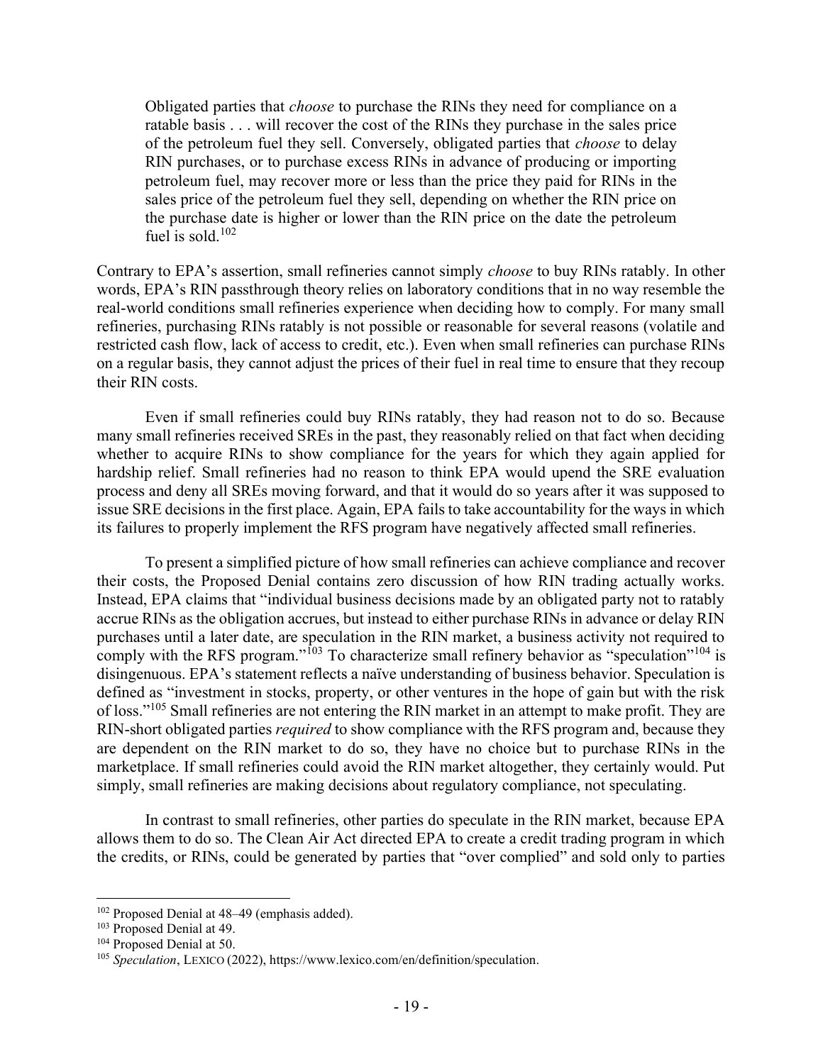> Obligated parties that *choose* to purchase the RINs they need for compliance on a ratable basis . . . will recover the cost of the RINs they purchase in the sales price of the petroleum fuel they sell. Conversely, obligated parties that *choose* to delay RIN purchases, or to purchase excess RINs in advance of producing or importing petroleum fuel, may recover more or less than the price they paid for RINs in the sales price of the petroleum fuel they sell, depending on whether the RIN price on the purchase date is higher or lower than the RIN price on the date the petroleum fuel is sold.[102]

Contrary to EPA's assertion, small refineries cannot simply *choose* to buy RINs ratably. In other words, EPA's RIN passthrough theory relies on laboratory conditions that in no way resemble the real-world conditions small refineries experience when deciding how to comply. For many small refineries, purchasing RINs ratably is not possible or reasonable for several reasons (volatile and restricted cash flow, lack of access to credit, etc.). Even when small refineries can purchase RINs on a regular basis, they cannot adjust the prices of their fuel in real time to ensure that they recoup their RIN costs.

Even if small refineries could buy RINs ratably, they had reason not to do so. Because many small refineries received SREs in the past, they reasonably relied on that fact when deciding whether to acquire RINs to show compliance for the years for which they again applied for hardship relief. Small refineries had no reason to think EPA would upend the SRE evaluation process and deny all SREs moving forward, and that it would do so years after it was supposed to issue SRE decisions in the first place. Again, EPA fails to take accountability for the ways in which its failures to properly implement the RFS program have negatively affected small refineries.

To present a simplified picture of how small refineries can achieve compliance and recover their costs, the Proposed Denial contains zero discussion of how RIN trading actually works. Instead, EPA claims that "individual business decisions made by an obligated party not to ratably accrue RINs as the obligation accrues, but instead to either purchase RINs in advance or delay RIN purchases until a later date, are speculation in the RIN market, a business activity not required to comply with the RFS program."[103] To characterize small refinery behavior as "speculation"[104] is disingenuous. EPA's statement reflects a naïve understanding of business behavior. Speculation is defined as "investment in stocks, property, or other ventures in the hope of gain but with the risk of loss."[105] Small refineries are not entering the RIN market in an attempt to make profit. They are RIN-short obligated parties *required* to show compliance with the RFS program and, because they are dependent on the RIN market to do so, they have no choice but to purchase RINs in the marketplace. If small refineries could avoid the RIN market altogether, they certainly would. Put simply, small refineries are making decisions about regulatory compliance, not speculating.

In contrast to small refineries, other parties do speculate in the RIN market, because EPA allows them to do so. The Clean Air Act directed EPA to create a credit trading program in which the credits, or RINs, could be generated by parties that "over complied" and sold only to parties

---

[102] Proposed Denial at 48–49 (emphasis added).

[103] Proposed Denial at 49.

[104] Proposed Denial at 50.

[105] *Speculation*, LEXICO (2022), https://www.lexico.com/en/definition/speculation.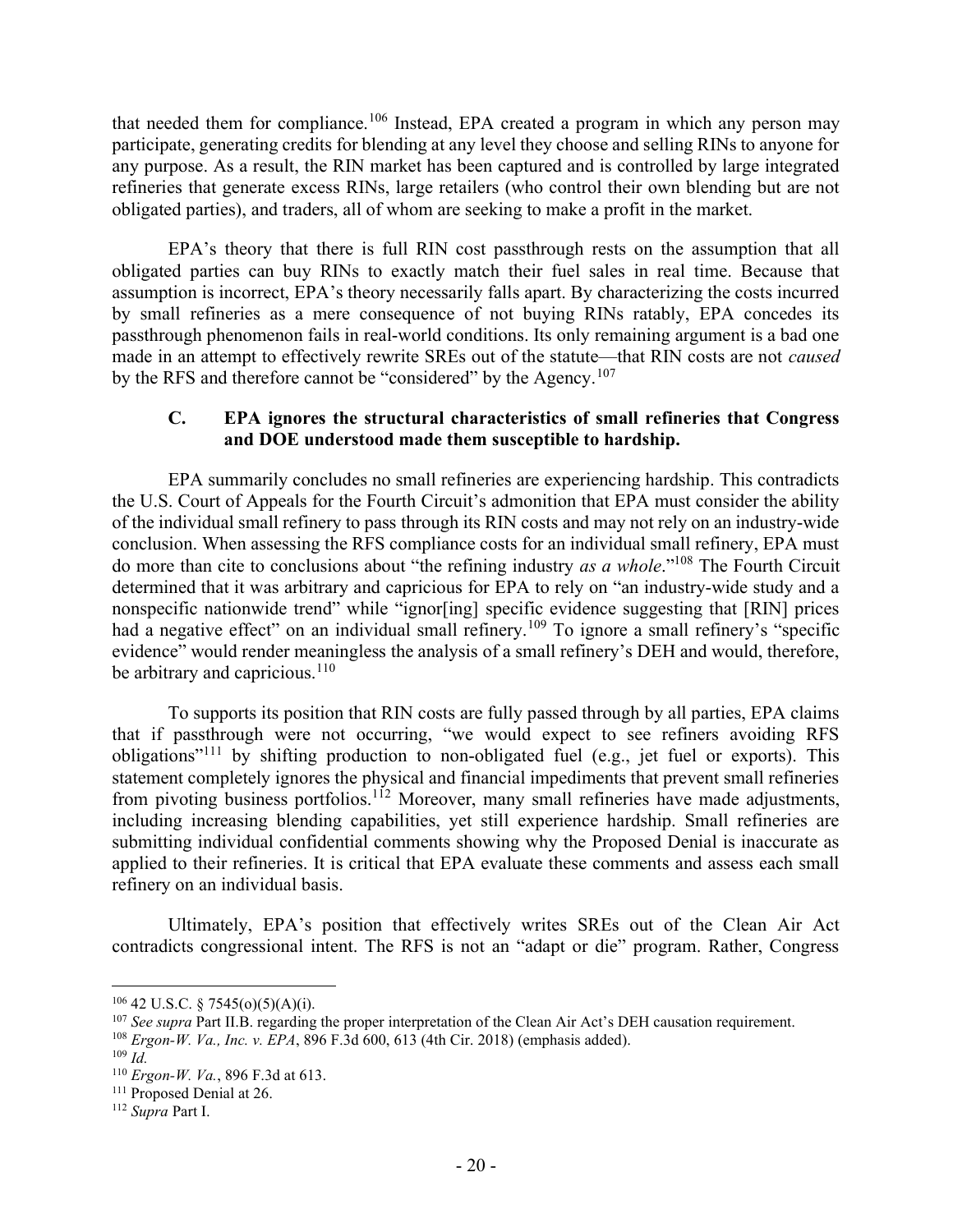that needed them for compliance.[106] Instead, EPA created a program in which any person may participate, generating credits for blending at any level they choose and selling RINs to anyone for any purpose. As a result, the RIN market has been captured and is controlled by large integrated refineries that generate excess RINs, large retailers (who control their own blending but are not obligated parties), and traders, all of whom are seeking to make a profit in the market.

EPA's theory that there is full RIN cost passthrough rests on the assumption that all obligated parties can buy RINs to exactly match their fuel sales in real time. Because that assumption is incorrect, EPA's theory necessarily falls apart. By characterizing the costs incurred by small refineries as a mere consequence of not buying RINs ratably, EPA concedes its passthrough phenomenon fails in real-world conditions. Its only remaining argument is a bad one made in an attempt to effectively rewrite SREs out of the statute—that RIN costs are not *caused* by the RFS and therefore cannot be "considered" by the Agency.[107]

### C. EPA ignores the structural characteristics of small refineries that Congress and DOE understood made them susceptible to hardship.

EPA summarily concludes no small refineries are experiencing hardship. This contradicts the U.S. Court of Appeals for the Fourth Circuit's admonition that EPA must consider the ability of the individual small refinery to pass through its RIN costs and may not rely on an industry-wide conclusion. When assessing the RFS compliance costs for an individual small refinery, EPA must do more than cite to conclusions about "the refining industry *as a whole*."[108] The Fourth Circuit determined that it was arbitrary and capricious for EPA to rely on "an industry-wide study and a nonspecific nationwide trend" while "ignor[ing] specific evidence suggesting that [RIN] prices had a negative effect" on an individual small refinery.[109] To ignore a small refinery's "specific evidence" would render meaningless the analysis of a small refinery's DEH and would, therefore, be arbitrary and capricious.[110]

To supports its position that RIN costs are fully passed through by all parties, EPA claims that if passthrough were not occurring, "we would expect to see refiners avoiding RFS obligations"[111] by shifting production to non-obligated fuel (e.g., jet fuel or exports). This statement completely ignores the physical and financial impediments that prevent small refineries from pivoting business portfolios.[112] Moreover, many small refineries have made adjustments, including increasing blending capabilities, yet still experience hardship. Small refineries are submitting individual confidential comments showing why the Proposed Denial is inaccurate as applied to their refineries. It is critical that EPA evaluate these comments and assess each small refinery on an individual basis.

Ultimately, EPA's position that effectively writes SREs out of the Clean Air Act contradicts congressional intent. The RFS is not an "adapt or die" program. Rather, Congress

---

[106] 42 U.S.C. § 7545(o)(5)(A)(i).

[107] *See supra* Part II.B. regarding the proper interpretation of the Clean Air Act's DEH causation requirement.

[108] *Ergon-W. Va., Inc. v. EPA*, 896 F.3d 600, 613 (4th Cir. 2018) (emphasis added).

[109] *Id.*

[110] *Ergon-W. Va.*, 896 F.3d at 613.

[111] Proposed Denial at 26.

[112] *Supra* Part I.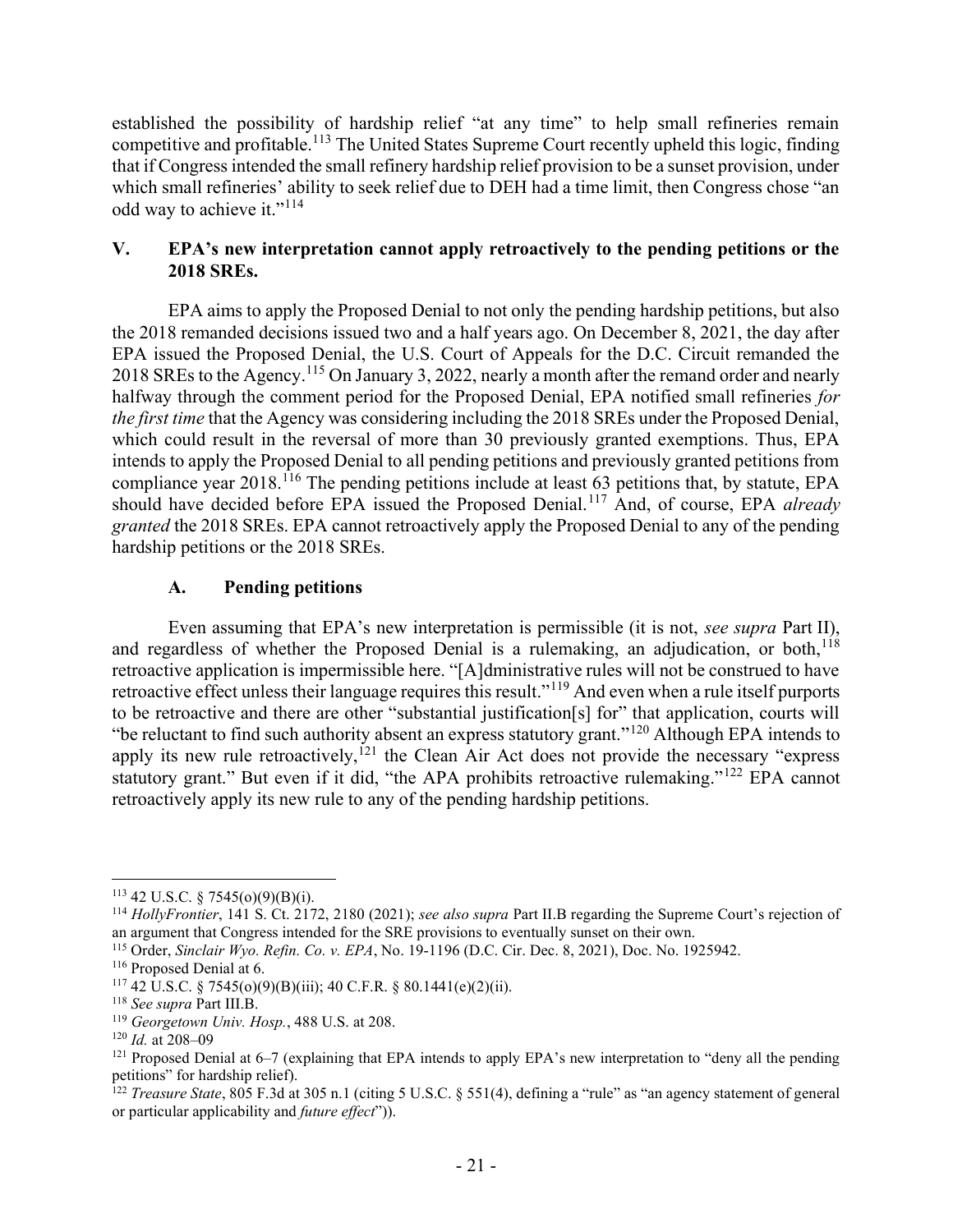established the possibility of hardship relief "at any time" to help small refineries remain competitive and profitable.[113] The United States Supreme Court recently upheld this logic, finding that if Congress intended the small refinery hardship relief provision to be a sunset provision, under which small refineries' ability to seek relief due to DEH had a time limit, then Congress chose "an odd way to achieve it."[114]

## V. EPA's new interpretation cannot apply retroactively to the pending petitions or the 2018 SREs.

EPA aims to apply the Proposed Denial to not only the pending hardship petitions, but also the 2018 remanded decisions issued two and a half years ago. On December 8, 2021, the day after EPA issued the Proposed Denial, the U.S. Court of Appeals for the D.C. Circuit remanded the 2018 SREs to the Agency.[115] On January 3, 2022, nearly a month after the remand order and nearly halfway through the comment period for the Proposed Denial, EPA notified small refineries *for the first time* that the Agency was considering including the 2018 SREs under the Proposed Denial, which could result in the reversal of more than 30 previously granted exemptions. Thus, EPA intends to apply the Proposed Denial to all pending petitions and previously granted petitions from compliance year 2018.[116] The pending petitions include at least 63 petitions that, by statute, EPA should have decided before EPA issued the Proposed Denial.[117] And, of course, EPA *already granted* the 2018 SREs. EPA cannot retroactively apply the Proposed Denial to any of the pending hardship petitions or the 2018 SREs.

### A. Pending petitions

Even assuming that EPA's new interpretation is permissible (it is not, *see supra* Part II), and regardless of whether the Proposed Denial is a rulemaking, an adjudication, or both,[118] retroactive application is impermissible here. "[A]dministrative rules will not be construed to have retroactive effect unless their language requires this result."[119] And even when a rule itself purports to be retroactive and there are other "substantial justification[s] for" that application, courts will "be reluctant to find such authority absent an express statutory grant."[120] Although EPA intends to apply its new rule retroactively,[121] the Clean Air Act does not provide the necessary "express statutory grant." But even if it did, "the APA prohibits retroactive rulemaking."[122] EPA cannot retroactively apply its new rule to any of the pending hardship petitions.

---

[113] 42 U.S.C. § 7545(o)(9)(B)(i).

[114] *HollyFrontier*, 141 S. Ct. 2172, 2180 (2021); *see also supra* Part II.B regarding the Supreme Court's rejection of an argument that Congress intended for the SRE provisions to eventually sunset on their own.

[115] Order, *Sinclair Wyo. Refin. Co. v. EPA*, No. 19-1196 (D.C. Cir. Dec. 8, 2021), Doc. No. 1925942.

[116] Proposed Denial at 6.

[117] 42 U.S.C. § 7545(o)(9)(B)(iii); 40 C.F.R. § 80.1441(e)(2)(ii).

[118] *See supra* Part III.B.

[119] *Georgetown Univ. Hosp.*, 488 U.S. at 208.

[120] *Id.* at 208–09

[121] Proposed Denial at 6–7 (explaining that EPA intends to apply EPA's new interpretation to "deny all the pending petitions" for hardship relief).

[122] *Treasure State*, 805 F.3d at 305 n.1 (citing 5 U.S.C. § 551(4), defining a "rule" as "an agency statement of general or particular applicability and *future effect*")).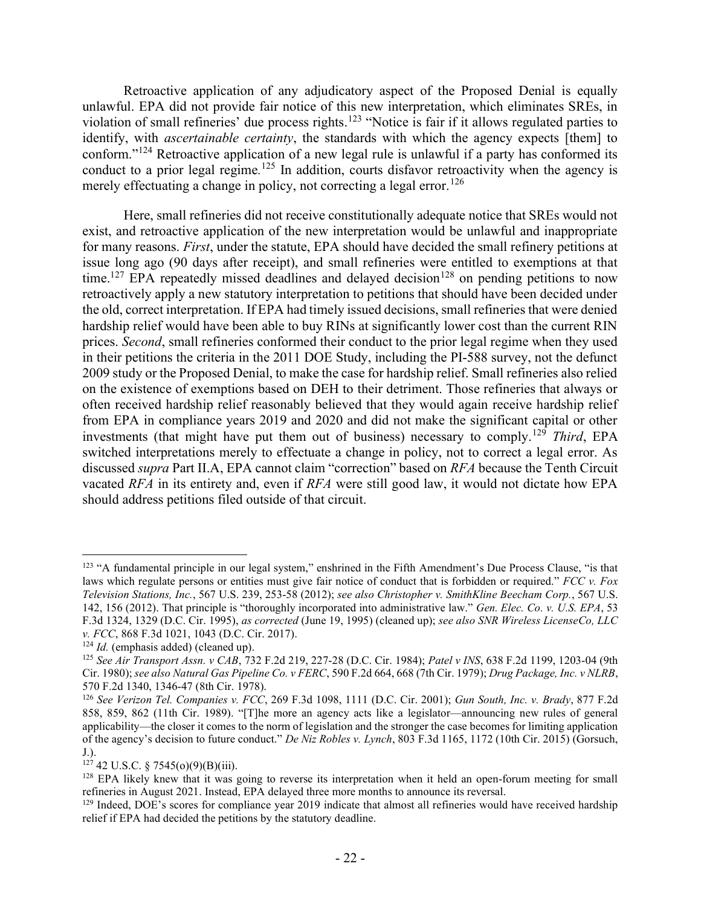Retroactive application of any adjudicatory aspect of the Proposed Denial is equally unlawful. EPA did not provide fair notice of this new interpretation, which eliminates SREs, in violation of small refineries' due process rights.[123] "Notice is fair if it allows regulated parties to identify, with *ascertainable certainty*, the standards with which the agency expects [them] to conform."[124] Retroactive application of a new legal rule is unlawful if a party has conformed its conduct to a prior legal regime.[125] In addition, courts disfavor retroactivity when the agency is merely effectuating a change in policy, not correcting a legal error.[126]

Here, small refineries did not receive constitutionally adequate notice that SREs would not exist, and retroactive application of the new interpretation would be unlawful and inappropriate for many reasons. *First*, under the statute, EPA should have decided the small refinery petitions at issue long ago (90 days after receipt), and small refineries were entitled to exemptions at that time.[127] EPA repeatedly missed deadlines and delayed decision[128] on pending petitions to now retroactively apply a new statutory interpretation to petitions that should have been decided under the old, correct interpretation. If EPA had timely issued decisions, small refineries that were denied hardship relief would have been able to buy RINs at significantly lower cost than the current RIN prices. *Second*, small refineries conformed their conduct to the prior legal regime when they used in their petitions the criteria in the 2011 DOE Study, including the PI-588 survey, not the defunct 2009 study or the Proposed Denial, to make the case for hardship relief. Small refineries also relied on the existence of exemptions based on DEH to their detriment. Those refineries that always or often received hardship relief reasonably believed that they would again receive hardship relief from EPA in compliance years 2019 and 2020 and did not make the significant capital or other investments (that might have put them out of business) necessary to comply.[129] *Third*, EPA switched interpretations merely to effectuate a change in policy, not to correct a legal error. As discussed *supra* Part II.A, EPA cannot claim "correction" based on *RFA* because the Tenth Circuit vacated *RFA* in its entirety and, even if *RFA* were still good law, it would not dictate how EPA should address petitions filed outside of that circuit.

---

[123] "A fundamental principle in our legal system," enshrined in the Fifth Amendment's Due Process Clause, "is that laws which regulate persons or entities must give fair notice of conduct that is forbidden or required." *FCC v. Fox Television Stations, Inc.*, 567 U.S. 239, 253-58 (2012); *see also Christopher v. SmithKline Beecham Corp.*, 567 U.S. 142, 156 (2012). That principle is "thoroughly incorporated into administrative law." *Gen. Elec. Co. v. U.S. EPA*, 53 F.3d 1324, 1329 (D.C. Cir. 1995), *as corrected* (June 19, 1995) (cleaned up); *see also SNR Wireless LicenseCo, LLC v. FCC*, 868 F.3d 1021, 1043 (D.C. Cir. 2017).

[124] *Id.* (emphasis added) (cleaned up).

[125] *See Air Transport Assn. v CAB*, 732 F.2d 219, 227-28 (D.C. Cir. 1984); *Patel v INS*, 638 F.2d 1199, 1203-04 (9th Cir. 1980); *see also Natural Gas Pipeline Co. v FERC*, 590 F.2d 664, 668 (7th Cir. 1979); *Drug Package, Inc. v NLRB*, 570 F.2d 1340, 1346-47 (8th Cir. 1978).

[126] *See Verizon Tel. Companies v. FCC*, 269 F.3d 1098, 1111 (D.C. Cir. 2001); *Gun South, Inc. v. Brady*, 877 F.2d 858, 859, 862 (11th Cir. 1989). "[T]he more an agency acts like a legislator—announcing new rules of general applicability—the closer it comes to the norm of legislation and the stronger the case becomes for limiting application of the agency's decision to future conduct." *De Niz Robles v. Lynch*, 803 F.3d 1165, 1172 (10th Cir. 2015) (Gorsuch, J.).

[127] 42 U.S.C. § 7545(o)(9)(B)(iii).

[128] EPA likely knew that it was going to reverse its interpretation when it held an open-forum meeting for small refineries in August 2021. Instead, EPA delayed three more months to announce its reversal.

[129] Indeed, DOE's scores for compliance year 2019 indicate that almost all refineries would have received hardship relief if EPA had decided the petitions by the statutory deadline.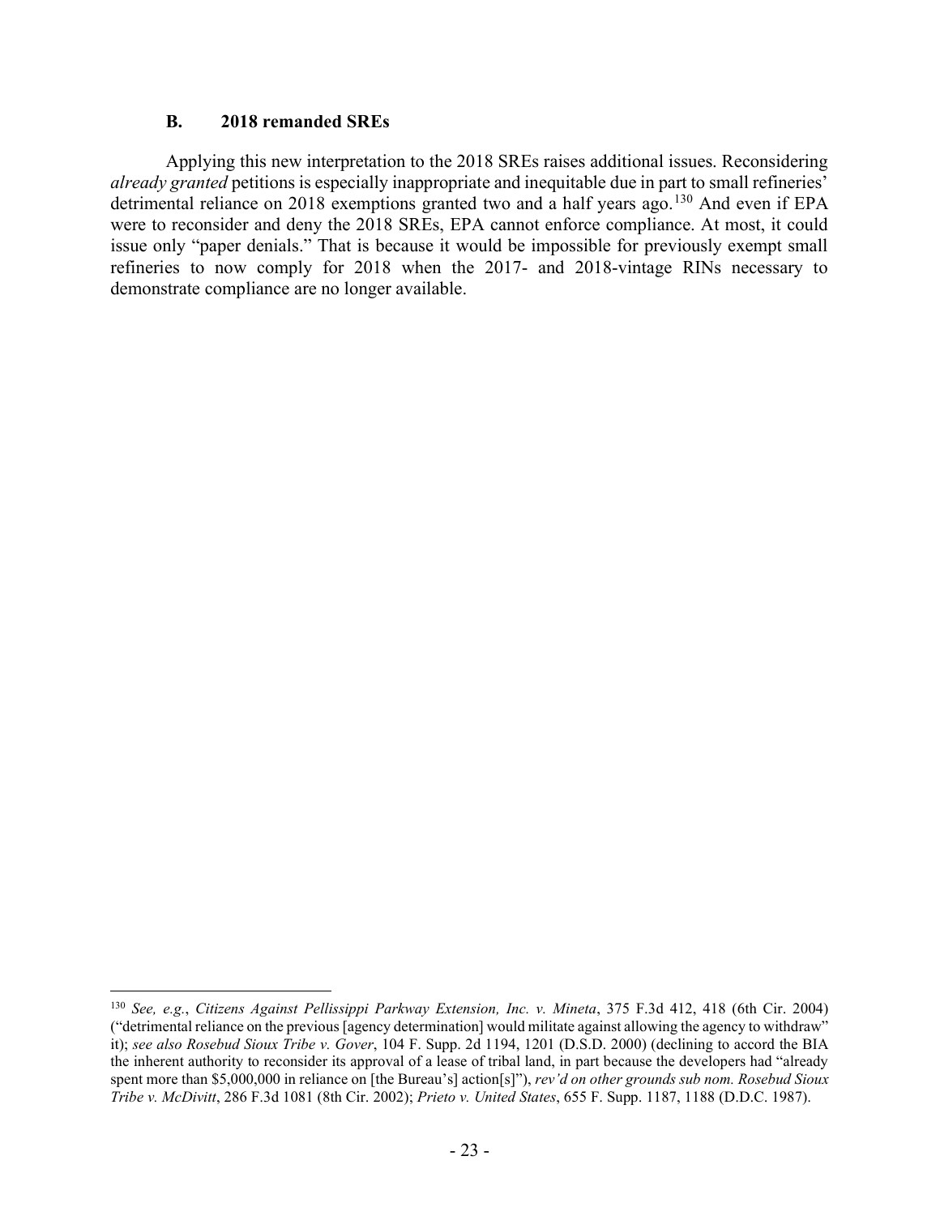### B. 2018 remanded SREs

Applying this new interpretation to the 2018 SREs raises additional issues. Reconsidering *already granted* petitions is especially inappropriate and inequitable due in part to small refineries' detrimental reliance on 2018 exemptions granted two and a half years ago.[130] And even if EPA were to reconsider and deny the 2018 SREs, EPA cannot enforce compliance. At most, it could issue only "paper denials." That is because it would be impossible for previously exempt small refineries to now comply for 2018 when the 2017- and 2018-vintage RINs necessary to demonstrate compliance are no longer available.

---

[130] *See, e.g.*, *Citizens Against Pellissippi Parkway Extension, Inc. v. Mineta*, 375 F.3d 412, 418 (6th Cir. 2004) ("detrimental reliance on the previous [agency determination] would militate against allowing the agency to withdraw" it); *see also Rosebud Sioux Tribe v. Gover*, 104 F. Supp. 2d 1194, 1201 (D.S.D. 2000) (declining to accord the BIA the inherent authority to reconsider its approval of a lease of tribal land, in part because the developers had "already spent more than $5,000,000 in reliance on [the Bureau's] action[s]"), *rev'd on other grounds sub nom. Rosebud Sioux Tribe v. McDivitt*, 286 F.3d 1081 (8th Cir. 2002); *Prieto v. United States*, 655 F. Supp. 1187, 1188 (D.D.C. 1987).